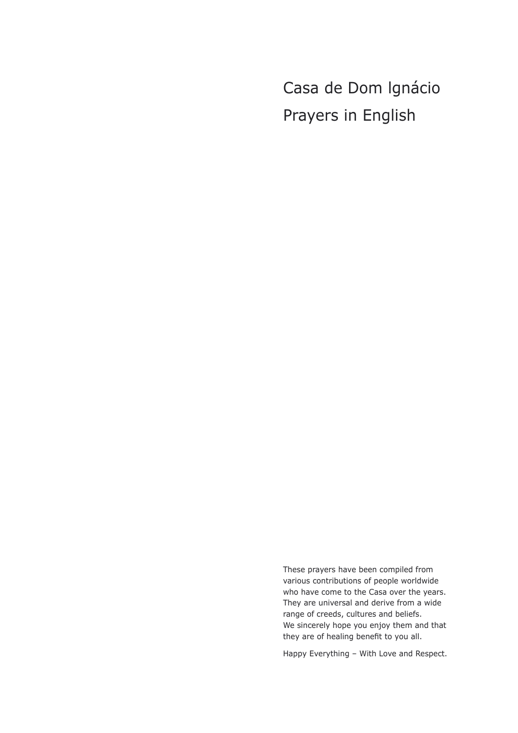# Casa de Dom Ignácio

# Prayers in English

These prayers have been compiled from various contributions of people worldwide who have come to the Casa over the years. They are universal and derive from a wide range of creeds, cultures and beliefs.
We sincerely hope you enjoy them and that they are of healing benefit to you all.

Happy Everything – With Love and Respect.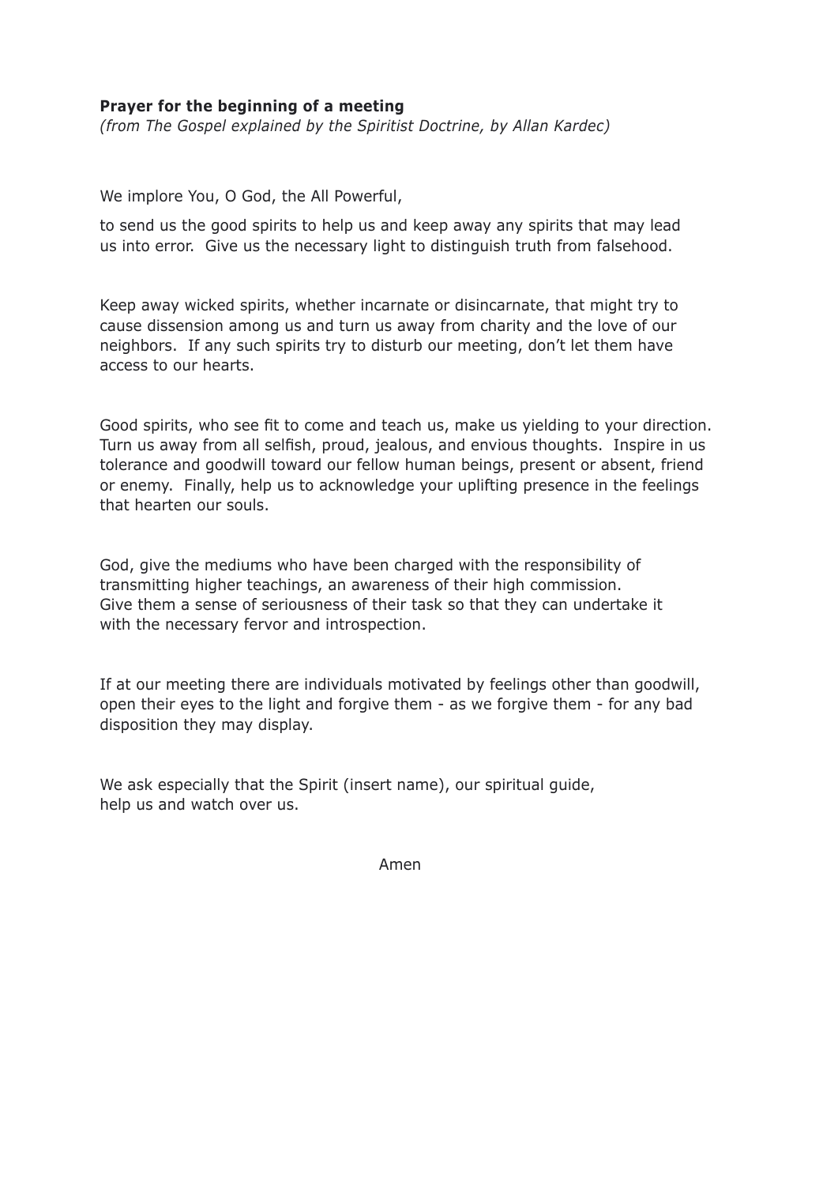**Prayer for the beginning of a meeting**
*(from The Gospel explained by the Spiritist Doctrine, by Allan Kardec)*

We implore You, O God, the All Powerful,

to send us the good spirits to help us and keep away any spirits that may lead us into error. Give us the necessary light to distinguish truth from falsehood.

Keep away wicked spirits, whether incarnate or disincarnate, that might try to cause dissension among us and turn us away from charity and the love of our neighbors. If any such spirits try to disturb our meeting, don't let them have access to our hearts.

Good spirits, who see fit to come and teach us, make us yielding to your direction. Turn us away from all selfish, proud, jealous, and envious thoughts. Inspire in us tolerance and goodwill toward our fellow human beings, present or absent, friend or enemy. Finally, help us to acknowledge your uplifting presence in the feelings that hearten our souls.

God, give the mediums who have been charged with the responsibility of transmitting higher teachings, an awareness of their high commission. Give them a sense of seriousness of their task so that they can undertake it with the necessary fervor and introspection.

If at our meeting there are individuals motivated by feelings other than goodwill, open their eyes to the light and forgive them - as we forgive them - for any bad disposition they may display.

We ask especially that the Spirit (insert name), our spiritual guide, help us and watch over us.

Amen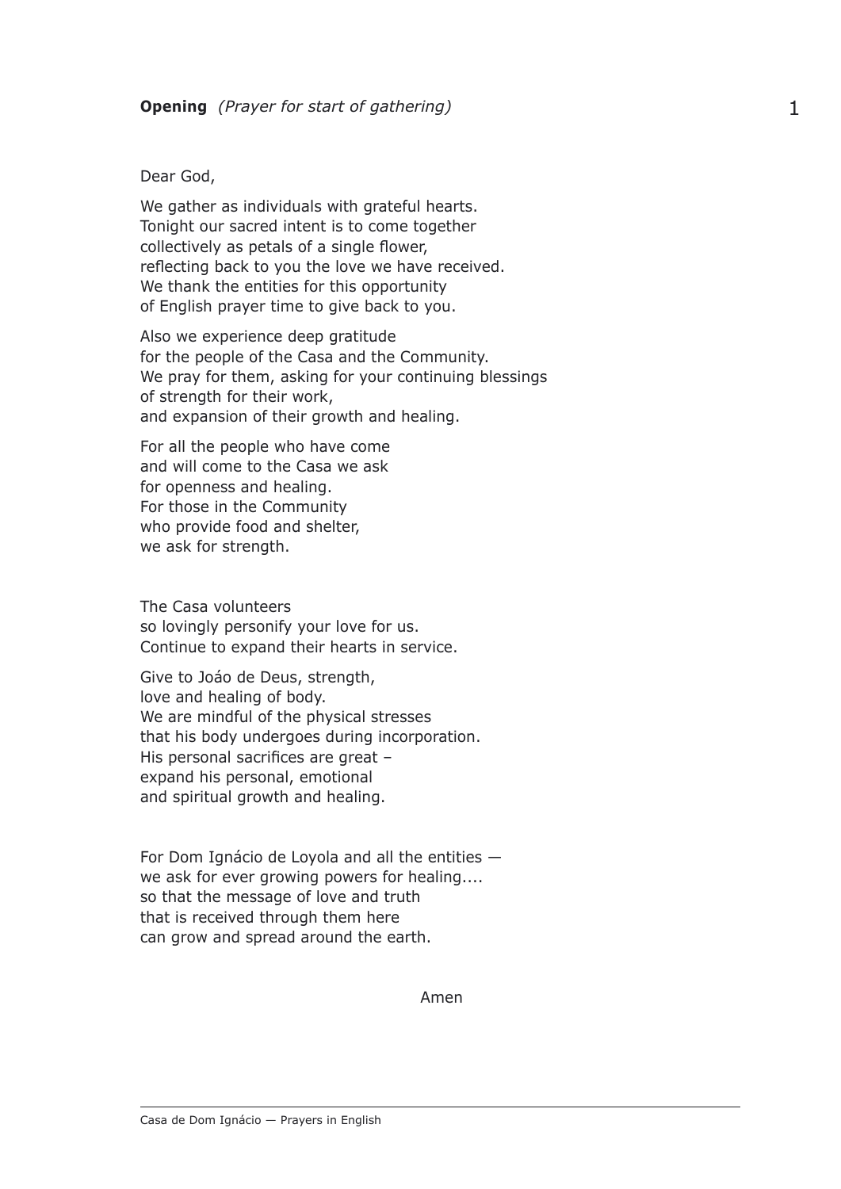**Opening** *(Prayer for start of gathering)*

Dear God,

We gather as individuals with grateful hearts.
Tonight our sacred intent is to come together
collectively as petals of a single flower,
reflecting back to you the love we have received.
We thank the entities for this opportunity
of English prayer time to give back to you.

Also we experience deep gratitude
for the people of the Casa and the Community.
We pray for them, asking for your continuing blessings
of strength for their work,
and expansion of their growth and healing.

For all the people who have come
and will come to the Casa we ask
for openness and healing.
For those in the Community
who provide food and shelter,
we ask for strength.

The Casa volunteers
so lovingly personify your love for us.
Continue to expand their hearts in service.

Give to Joáo de Deus, strength,
love and healing of body.
We are mindful of the physical stresses
that his body undergoes during incorporation.
His personal sacrifices are great –
expand his personal, emotional
and spiritual growth and healing.

For Dom Ignácio de Loyola and all the entities —
we ask for ever growing powers for healing....
so that the message of love and truth
that is received through them here
can grow and spread around the earth.

Amen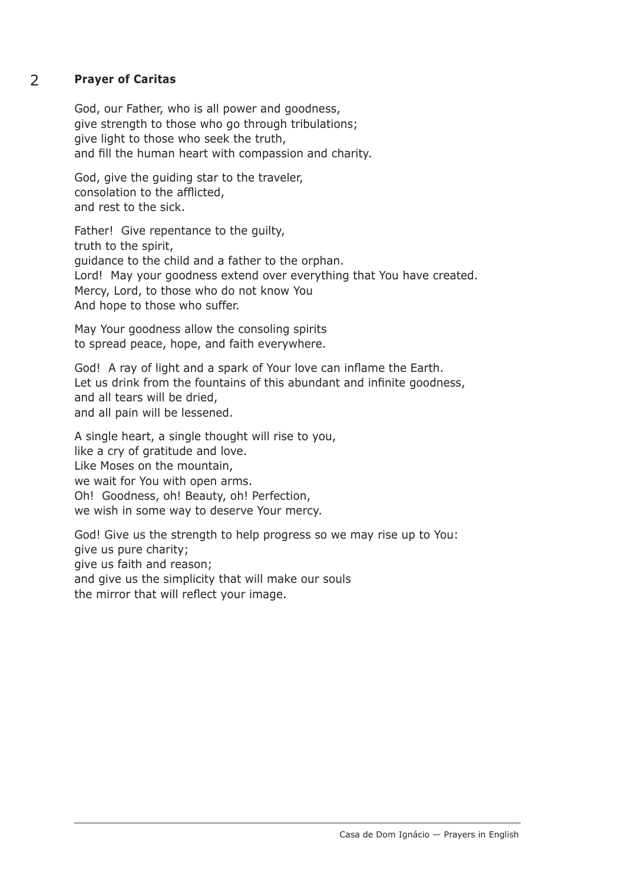## 2 Prayer of Caritas

God, our Father, who is all power and goodness,
give strength to those who go through tribulations;
give light to those who seek the truth,
and fill the human heart with compassion and charity.

God, give the guiding star to the traveler,
consolation to the afflicted,
and rest to the sick.

Father! Give repentance to the guilty,
truth to the spirit,
guidance to the child and a father to the orphan.
Lord! May your goodness extend over everything that You have created.
Mercy, Lord, to those who do not know You
And hope to those who suffer.

May Your goodness allow the consoling spirits
to spread peace, hope, and faith everywhere.

God! A ray of light and a spark of Your love can inflame the Earth.
Let us drink from the fountains of this abundant and infinite goodness,
and all tears will be dried,
and all pain will be lessened.

A single heart, a single thought will rise to you,
like a cry of gratitude and love.
Like Moses on the mountain,
we wait for You with open arms.
Oh! Goodness, oh! Beauty, oh! Perfection,
we wish in some way to deserve Your mercy.

God! Give us the strength to help progress so we may rise up to You:
give us pure charity;
give us faith and reason;
and give us the simplicity that will make our souls
the mirror that will reflect your image.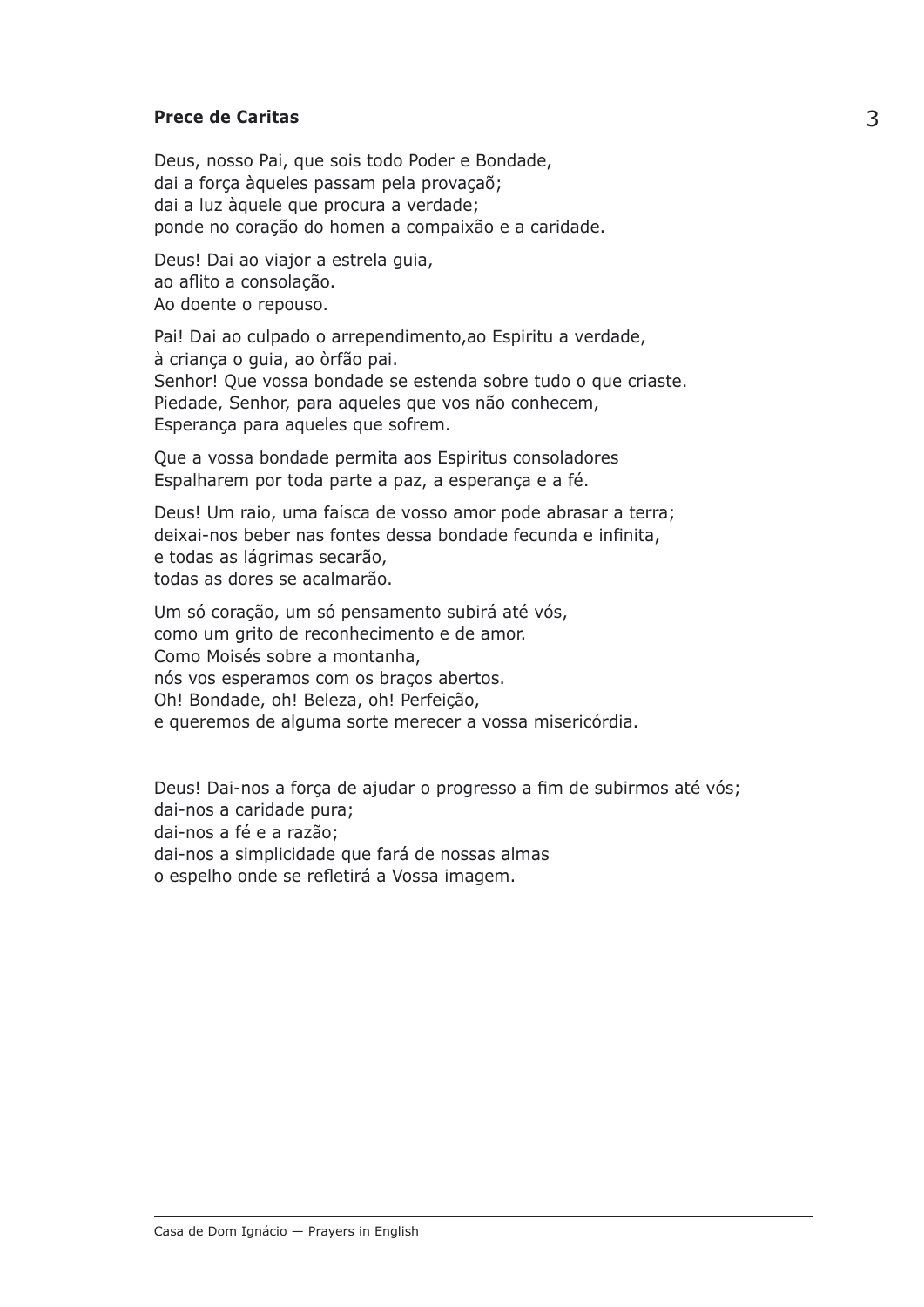**Prece de Caritas**

Deus, nosso Pai, que sois todo Poder e Bondade,
dai a força àqueles passam pela provaçaõ;
dai a luz àquele que procura a verdade;
ponde no coração do homen a compaixão e a caridade.

Deus! Dai ao viajor a estrela guia,
ao aflito a consolação.
Ao doente o repouso.

Pai! Dai ao culpado o arrependimento,ao Espiritu a verdade,
à criança o guia, ao òrfão pai.
Senhor! Que vossa bondade se estenda sobre tudo o que criaste.
Piedade, Senhor, para aqueles que vos não conhecem,
Esperança para aqueles que sofrem.

Que a vossa bondade permita aos Espiritus consoladores
Espalharem por toda parte a paz, a esperança e a fé.

Deus! Um raio, uma faísca de vosso amor pode abrasar a terra;
deixai-nos beber nas fontes dessa bondade fecunda e infinita,
e todas as lágrimas secarão,
todas as dores se acalmarão.

Um só coração, um só pensamento subirá até vós,
como um grito de reconhecimento e de amor.
Como Moisés sobre a montanha,
nós vos esperamos com os braços abertos.
Oh! Bondade, oh! Beleza, oh! Perfeição,
e queremos de alguma sorte merecer a vossa misericórdia.

Deus! Dai-nos a força de ajudar o progresso a fim de subirmos até vós;
dai-nos a caridade pura;
dai-nos a fé e a razão;
dai-nos a simplicidade que fará de nossas almas
o espelho onde se refletirá a Vossa imagem.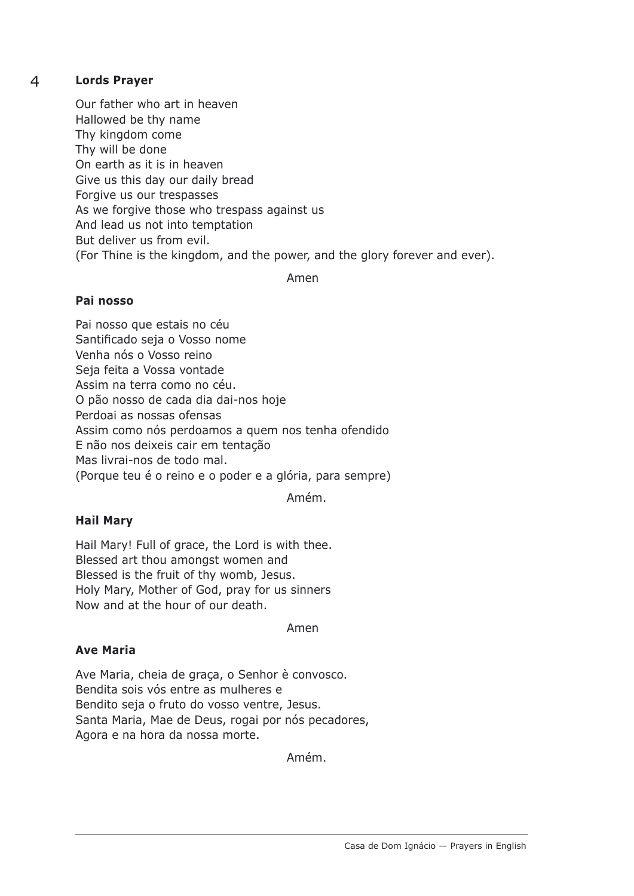**Lords Prayer**

Our father who art in heaven
Hallowed be thy name
Thy kingdom come
Thy will be done
On earth as it is in heaven
Give us this day our daily bread
Forgive us our trespasses
As we forgive those who trespass against us
And lead us not into temptation
But deliver us from evil.
(For Thine is the kingdom, and the power, and the glory forever and ever).

Amen

**Pai nosso**

Pai nosso que estais no céu
Santificado seja o Vosso nome
Venha nós o Vosso reino
Seja feita a Vossa vontade
Assim na terra como no céu.
O pão nosso de cada dia dai-nos hoje
Perdoai as nossas ofensas
Assim como nós perdoamos a quem nos tenha ofendido
E não nos deixeis cair em tentação
Mas livrai-nos de todo mal.
(Porque teu é o reino e o poder e a glória, para sempre)

Amém.

**Hail Mary**

Hail Mary! Full of grace, the Lord is with thee.
Blessed art thou amongst women and
Blessed is the fruit of thy womb, Jesus.
Holy Mary, Mother of God, pray for us sinners
Now and at the hour of our death.

Amen

**Ave Maria**

Ave Maria, cheia de graça, o Senhor è convosco.
Bendita sois vós entre as mulheres e
Bendito seja o fruto do vosso ventre, Jesus.
Santa Maria, Mae de Deus, rogai por nós pecadores,
Agora e na hora da nossa morte.

Amém.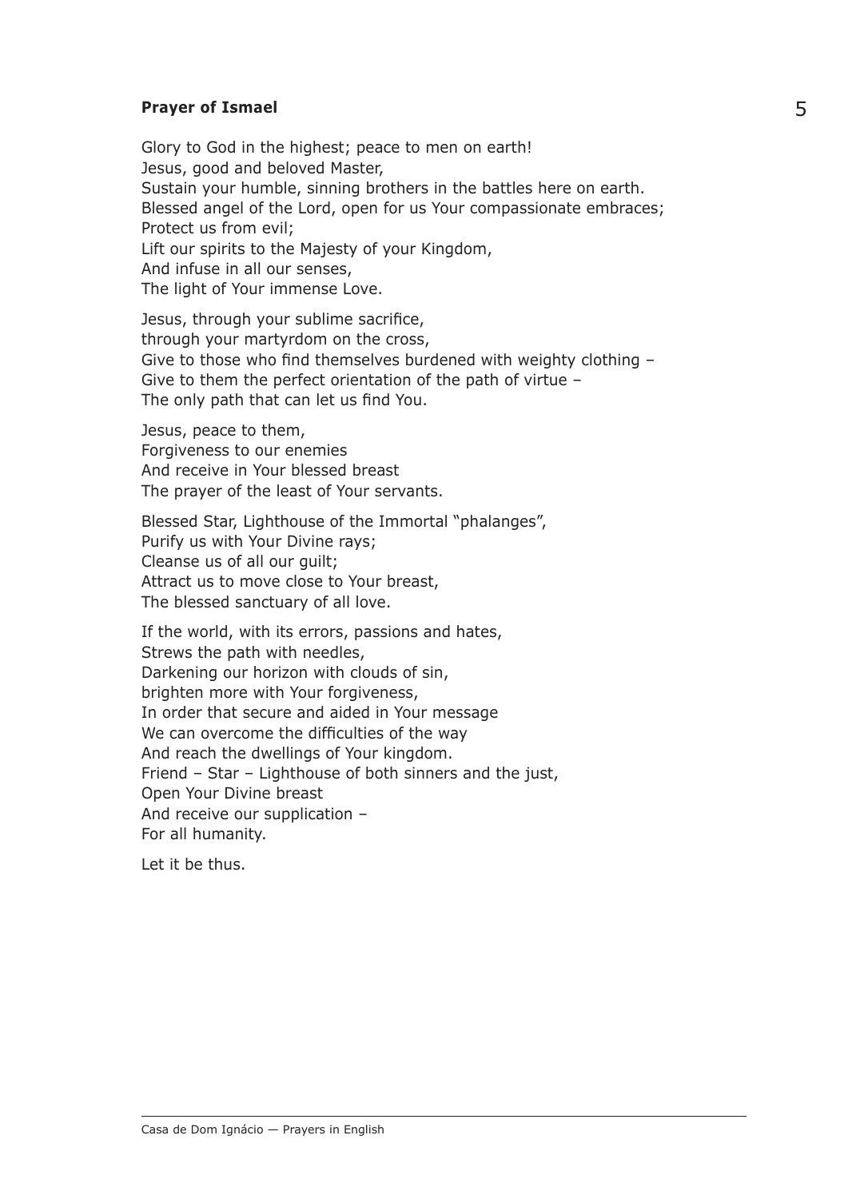**Prayer of Ismael**

Glory to God in the highest; peace to men on earth!
Jesus, good and beloved Master,
Sustain your humble, sinning brothers in the battles here on earth.
Blessed angel of the Lord, open for us Your compassionate embraces;
Protect us from evil;
Lift our spirits to the Majesty of your Kingdom,
And infuse in all our senses,
The light of Your immense Love.

Jesus, through your sublime sacrifice,
through your martyrdom on the cross,
Give to those who find themselves burdened with weighty clothing –
Give to them the perfect orientation of the path of virtue –
The only path that can let us find You.

Jesus, peace to them,
Forgiveness to our enemies
And receive in Your blessed breast
The prayer of the least of Your servants.

Blessed Star, Lighthouse of the Immortal "phalanges",
Purify us with Your Divine rays;
Cleanse us of all our guilt;
Attract us to move close to Your breast,
The blessed sanctuary of all love.

If the world, with its errors, passions and hates,
Strews the path with needles,
Darkening our horizon with clouds of sin,
brighten more with Your forgiveness,
In order that secure and aided in Your message
We can overcome the difficulties of the way
And reach the dwellings of Your kingdom.
Friend – Star – Lighthouse of both sinners and the just,
Open Your Divine breast
And receive our supplication –
For all humanity.

Let it be thus.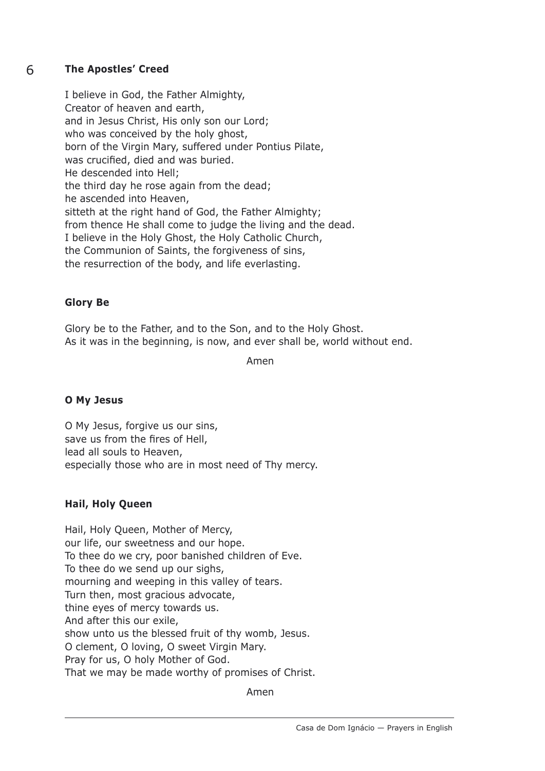## The Apostles' Creed

I believe in God, the Father Almighty,
Creator of heaven and earth,
and in Jesus Christ, His only son our Lord;
who was conceived by the holy ghost,
born of the Virgin Mary, suffered under Pontius Pilate,
was crucified, died and was buried.
He descended into Hell;
the third day he rose again from the dead;
he ascended into Heaven,
sitteth at the right hand of God, the Father Almighty;
from thence He shall come to judge the living and the dead.
I believe in the Holy Ghost, the Holy Catholic Church,
the Communion of Saints, the forgiveness of sins,
the resurrection of the body, and life everlasting.

## Glory Be

Glory be to the Father, and to the Son, and to the Holy Ghost.
As it was in the beginning, is now, and ever shall be, world without end.

Amen

## O My Jesus

O My Jesus, forgive us our sins,
save us from the fires of Hell,
lead all souls to Heaven,
especially those who are in most need of Thy mercy.

## Hail, Holy Queen

Hail, Holy Queen, Mother of Mercy,
our life, our sweetness and our hope.
To thee do we cry, poor banished children of Eve.
To thee do we send up our sighs,
mourning and weeping in this valley of tears.
Turn then, most gracious advocate,
thine eyes of mercy towards us.
And after this our exile,
show unto us the blessed fruit of thy womb, Jesus.
O clement, O loving, O sweet Virgin Mary.
Pray for us, O holy Mother of God.
That we may be made worthy of promises of Christ.

Amen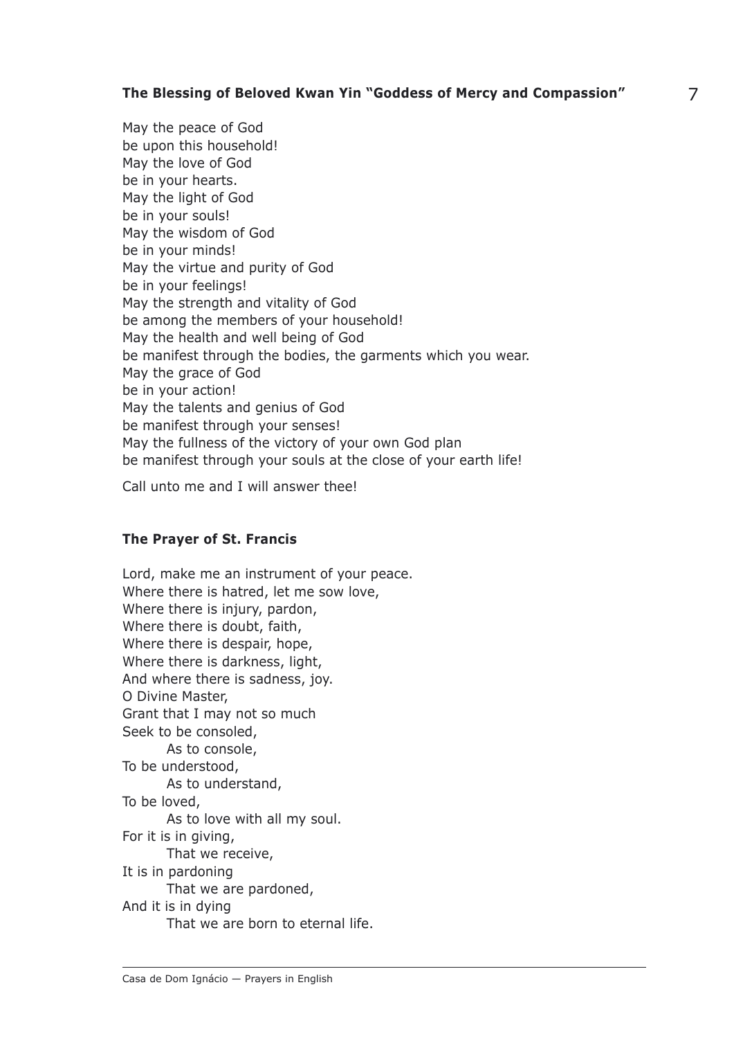**The Blessing of Beloved Kwan Yin "Goddess of Mercy and Compassion"**

May the peace of God  
be upon this household!  
May the love of God  
be in your hearts.  
May the light of God  
be in your souls!  
May the wisdom of God  
be in your minds!  
May the virtue and purity of God  
be in your feelings!  
May the strength and vitality of God  
be among the members of your household!  
May the health and well being of God  
be manifest through the bodies, the garments which you wear.  
May the grace of God  
be in your action!  
May the talents and genius of God  
be manifest through your senses!  
May the fullness of the victory of your own God plan  
be manifest through your souls at the close of your earth life!

Call unto me and I will answer thee!

**The Prayer of St. Francis**

Lord, make me an instrument of your peace.  
Where there is hatred, let me sow love,  
Where there is injury, pardon,  
Where there is doubt, faith,  
Where there is despair, hope,  
Where there is darkness, light,  
And where there is sadness, joy.  
O Divine Master,  
Grant that I may not so much  
Seek to be consoled,  
        As to console,  
To be understood,  
        As to understand,  
To be loved,  
        As to love with all my soul.  
For it is in giving,  
        That we receive,  
It is in pardoning  
        That we are pardoned,  
And it is in dying  
        That we are born to eternal life.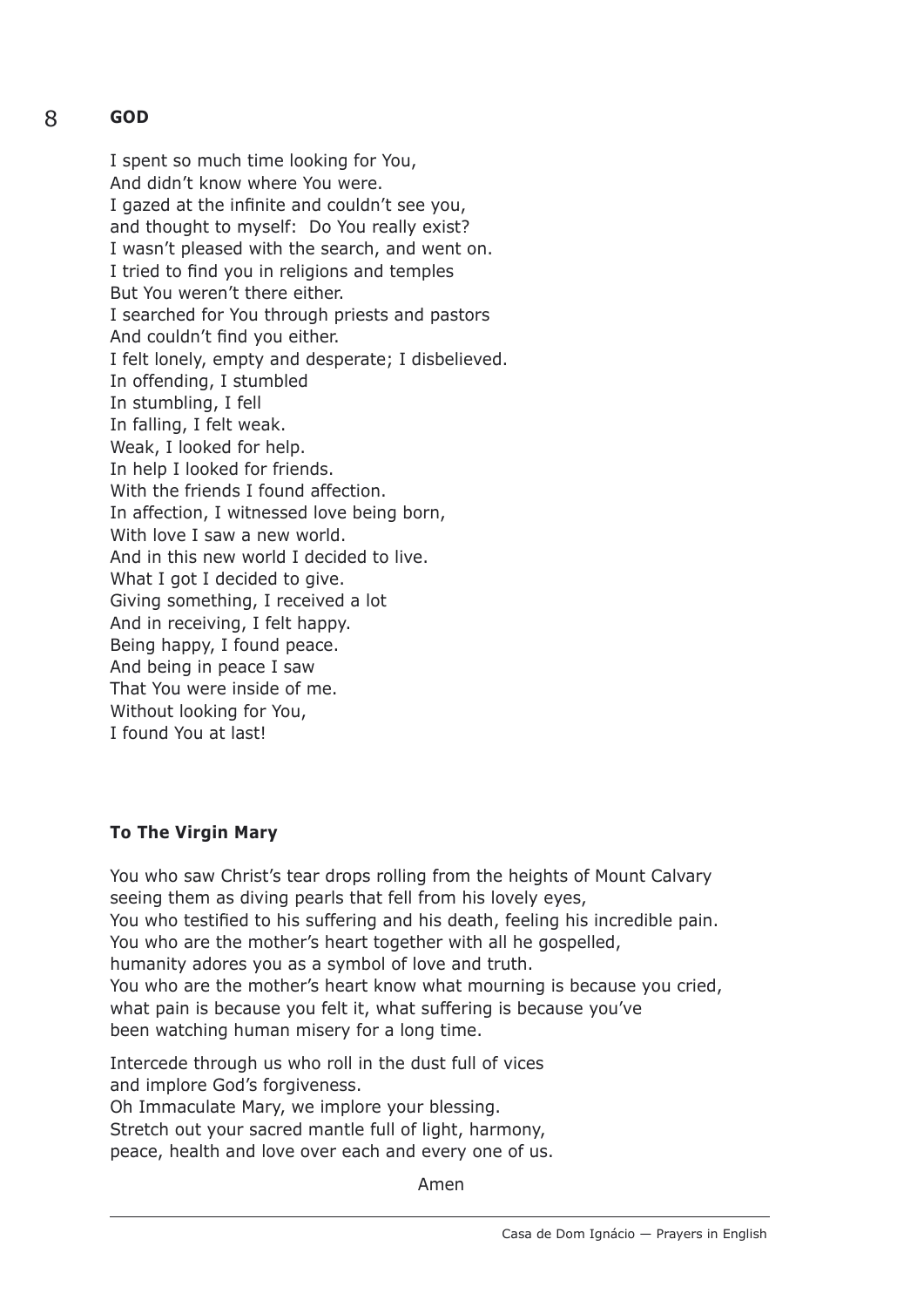## GOD

I spent so much time looking for You,  
And didn't know where You were.  
I gazed at the infinite and couldn't see you,  
and thought to myself: Do You really exist?  
I wasn't pleased with the search, and went on.  
I tried to find you in religions and temples  
But You weren't there either.  
I searched for You through priests and pastors  
And couldn't find you either.  
I felt lonely, empty and desperate; I disbelieved.  
In offending, I stumbled  
In stumbling, I fell  
In falling, I felt weak.  
Weak, I looked for help.  
In help I looked for friends.  
With the friends I found affection.  
In affection, I witnessed love being born,  
With love I saw a new world.  
And in this new world I decided to live.  
What I got I decided to give.  
Giving something, I received a lot  
And in receiving, I felt happy.  
Being happy, I found peace.  
And being in peace I saw  
That You were inside of me.  
Without looking for You,  
I found You at last!

## To The Virgin Mary

You who saw Christ's tear drops rolling from the heights of Mount Calvary  
seeing them as diving pearls that fell from his lovely eyes,  
You who testified to his suffering and his death, feeling his incredible pain.  
You who are the mother's heart together with all he gospelled,  
humanity adores you as a symbol of love and truth.  
You who are the mother's heart know what mourning is because you cried,  
what pain is because you felt it, what suffering is because you've  
been watching human misery for a long time.

Intercede through us who roll in the dust full of vices  
and implore God's forgiveness.  
Oh Immaculate Mary, we implore your blessing.  
Stretch out your sacred mantle full of light, harmony,  
peace, health and love over each and every one of us.

Amen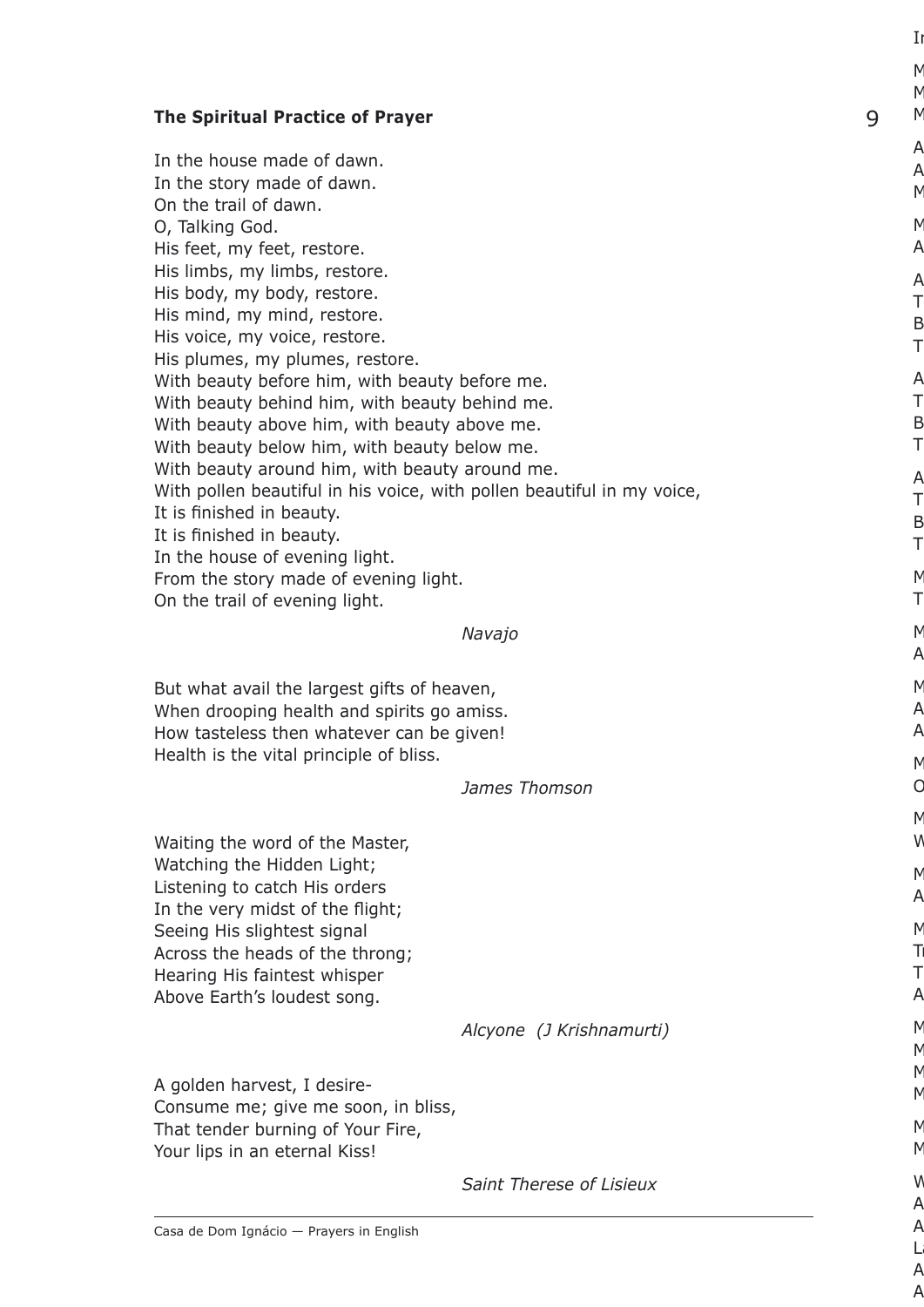**The Spiritual Practice of Prayer**

In the house made of dawn.
In the story made of dawn.
On the trail of dawn.
O, Talking God.
His feet, my feet, restore.
His limbs, my limbs, restore.
His body, my body, restore.
His mind, my mind, restore.
His voice, my voice, restore.
His plumes, my plumes, restore.
With beauty before him, with beauty before me.
With beauty behind him, with beauty behind me.
With beauty above him, with beauty above me.
With beauty below him, with beauty below me.
With beauty around him, with beauty around me.
With pollen beautiful in his voice, with pollen beautiful in my voice,
It is finished in beauty.
It is finished in beauty.
In the house of evening light.
From the story made of evening light.
On the trail of evening light.

*Navajo*

But what avail the largest gifts of heaven,
When drooping health and spirits go amiss.
How tasteless then whatever can be given!
Health is the vital principle of bliss.

*James Thomson*

Waiting the word of the Master,
Watching the Hidden Light;
Listening to catch His orders
In the very midst of the flight;
Seeing His slightest signal
Across the heads of the throng;
Hearing His faintest whisper
Above Earth's loudest song.

*Alcyone (J Krishnamurti)*

A golden harvest, I desire-
Consume me; give me soon, in bliss,
That tender burning of Your Fire,
Your lips in an eternal Kiss!

*Saint Therese of Lisieux*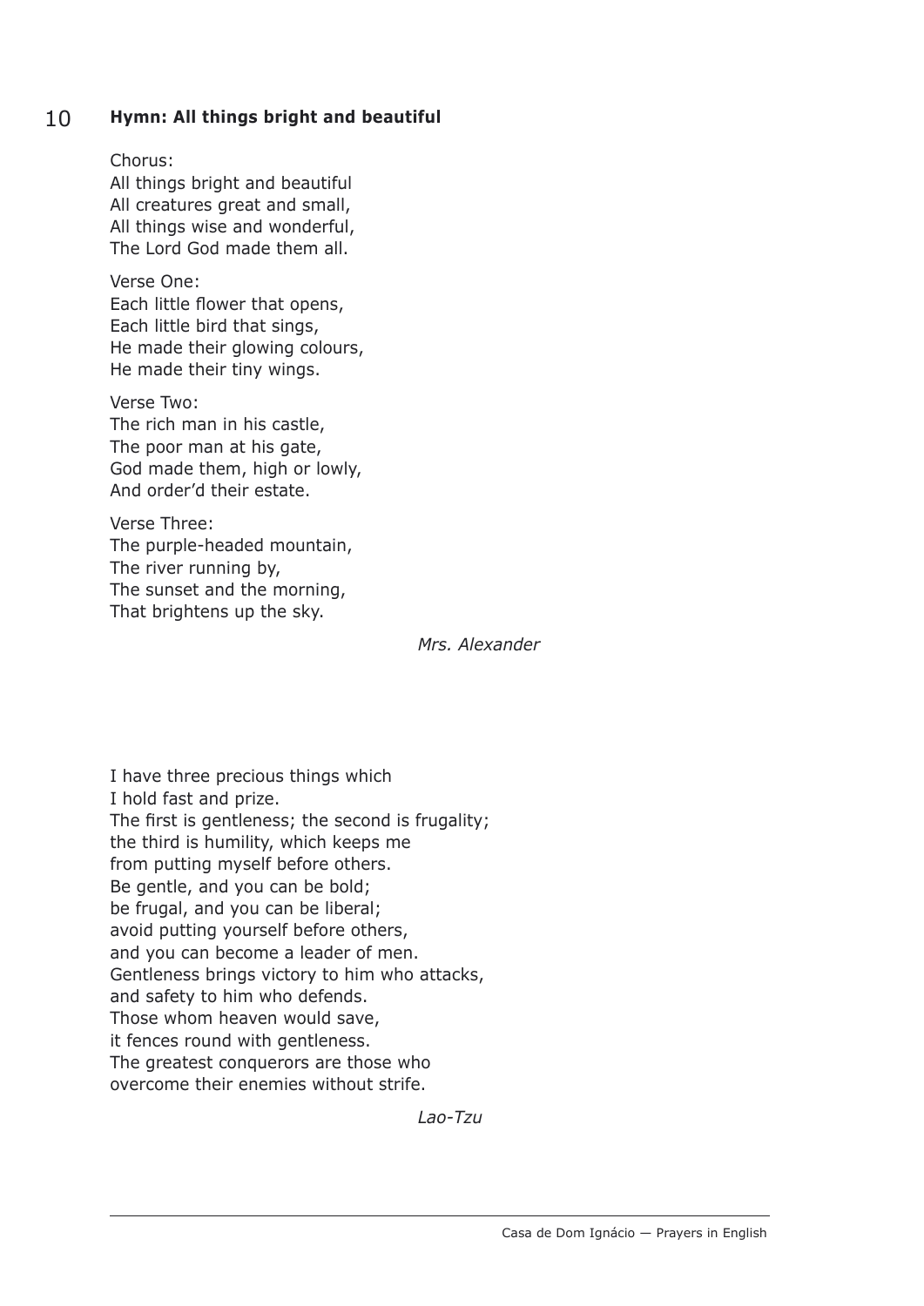## 10 Hymn: All things bright and beautiful

Chorus:
All things bright and beautiful
All creatures great and small,
All things wise and wonderful,
The Lord God made them all.

Verse One:
Each little flower that opens,
Each little bird that sings,
He made their glowing colours,
He made their tiny wings.

Verse Two:
The rich man in his castle,
The poor man at his gate,
God made them, high or lowly,
And order'd their estate.

Verse Three:
The purple-headed mountain,
The river running by,
The sunset and the morning,
That brightens up the sky.

*Mrs. Alexander*

I have three precious things which
I hold fast and prize.
The first is gentleness; the second is frugality;
the third is humility, which keeps me
from putting myself before others.
Be gentle, and you can be bold;
be frugal, and you can be liberal;
avoid putting yourself before others,
and you can become a leader of men.
Gentleness brings victory to him who attacks,
and safety to him who defends.
Those whom heaven would save,
it fences round with gentleness.
The greatest conquerors are those who
overcome their enemies without strife.

*Lao-Tzu*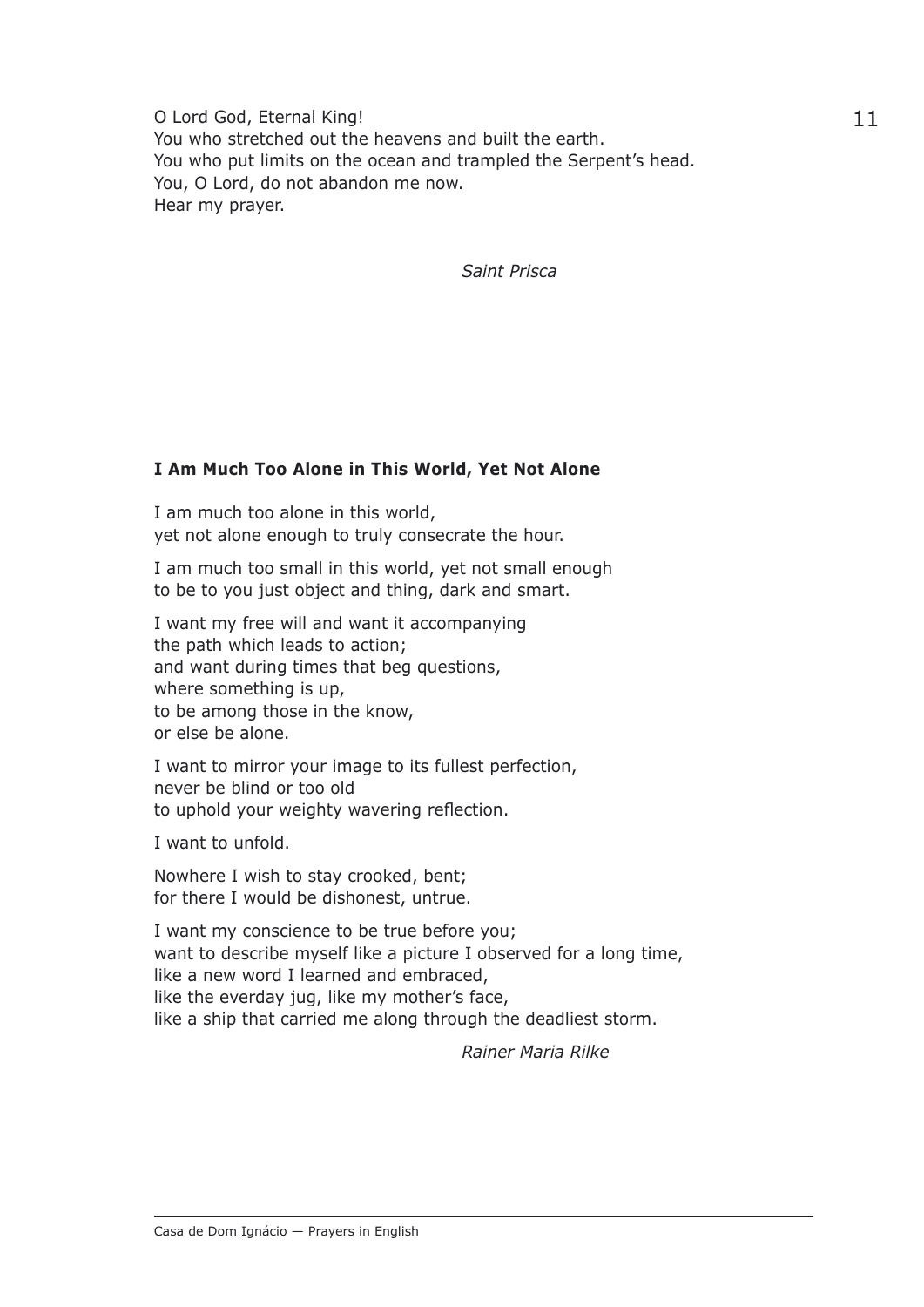O Lord God, Eternal King!
You who stretched out the heavens and built the earth.
You who put limits on the ocean and trampled the Serpent's head.
You, O Lord, do not abandon me now.
Hear my prayer.

*Saint Prisca*

**I Am Much Too Alone in This World, Yet Not Alone**

I am much too alone in this world,
yet not alone enough to truly consecrate the hour.

I am much too small in this world, yet not small enough
to be to you just object and thing, dark and smart.

I want my free will and want it accompanying
the path which leads to action;
and want during times that beg questions,
where something is up,
to be among those in the know,
or else be alone.

I want to mirror your image to its fullest perfection,
never be blind or too old
to uphold your weighty wavering reflection.

I want to unfold.

Nowhere I wish to stay crooked, bent;
for there I would be dishonest, untrue.

I want my conscience to be true before you;
want to describe myself like a picture I observed for a long time,
like a new word I learned and embraced,
like the everday jug, like my mother's face,
like a ship that carried me along through the deadliest storm.

*Rainer Maria Rilke*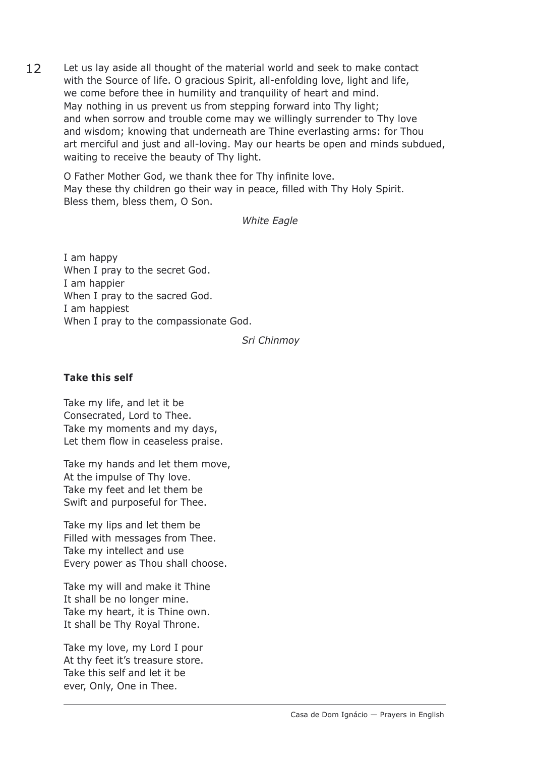Let us lay aside all thought of the material world and seek to make contact with the Source of life. O gracious Spirit, all-enfolding love, light and life, we come before thee in humility and tranquility of heart and mind. May nothing in us prevent us from stepping forward into Thy light; and when sorrow and trouble come may we willingly surrender to Thy love and wisdom; knowing that underneath are Thine everlasting arms: for Thou art merciful and just and all-loving. May our hearts be open and minds subdued, waiting to receive the beauty of Thy light.

O Father Mother God, we thank thee for Thy infinite love.
May these thy children go their way in peace, filled with Thy Holy Spirit.
Bless them, bless them, O Son.

*White Eagle*

I am happy
When I pray to the secret God.
I am happier
When I pray to the sacred God.
I am happiest
When I pray to the compassionate God.

*Sri Chinmoy*

**Take this self**

Take my life, and let it be
Consecrated, Lord to Thee.
Take my moments and my days,
Let them flow in ceaseless praise.

Take my hands and let them move,
At the impulse of Thy love.
Take my feet and let them be
Swift and purposeful for Thee.

Take my lips and let them be
Filled with messages from Thee.
Take my intellect and use
Every power as Thou shall choose.

Take my will and make it Thine
It shall be no longer mine.
Take my heart, it is Thine own.
It shall be Thy Royal Throne.

Take my love, my Lord I pour
At thy feet it's treasure store.
Take this self and let it be
ever, Only, One in Thee.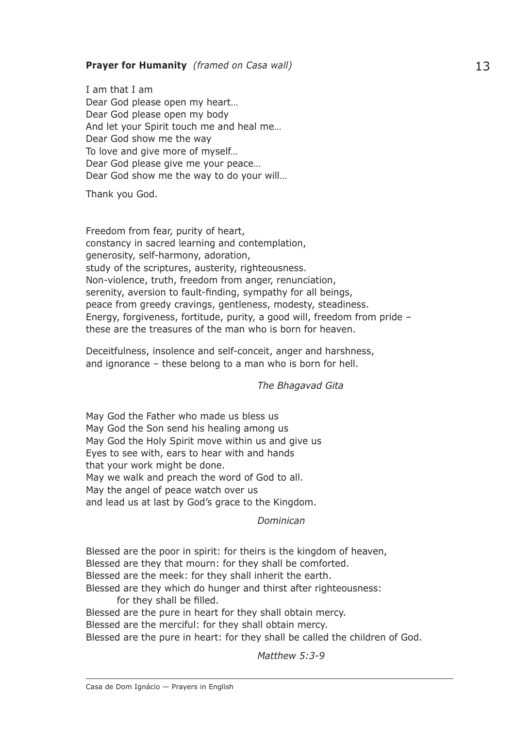**Prayer for Humanity** *(framed on Casa wall)*

I am that I am
Dear God please open my heart…
Dear God please open my body
And let your Spirit touch me and heal me…
Dear God show me the way
To love and give more of myself…
Dear God please give me your peace…
Dear God show me the way to do your will…

Thank you God.

Freedom from fear, purity of heart,
constancy in sacred learning and contemplation,
generosity, self-harmony, adoration,
study of the scriptures, austerity, righteousness.
Non-violence, truth, freedom from anger, renunciation,
serenity, aversion to fault-finding, sympathy for all beings,
peace from greedy cravings, gentleness, modesty, steadiness.
Energy, forgiveness, fortitude, purity, a good will, freedom from pride –
these are the treasures of the man who is born for heaven.

Deceitfulness, insolence and self-conceit, anger and harshness,
and ignorance – these belong to a man who is born for hell.

*The Bhagavad Gita*

May God the Father who made us bless us
May God the Son send his healing among us
May God the Holy Spirit move within us and give us
Eyes to see with, ears to hear with and hands
that your work might be done.
May we walk and preach the word of God to all.
May the angel of peace watch over us
and lead us at last by God's grace to the Kingdom.

*Dominican*

Blessed are the poor in spirit: for theirs is the kingdom of heaven,
Blessed are they that mourn: for they shall be comforted.
Blessed are the meek: for they shall inherit the earth.
Blessed are they which do hunger and thirst after righteousness:
for they shall be filled.
Blessed are the pure in heart for they shall obtain mercy.
Blessed are the merciful: for they shall obtain mercy.
Blessed are the pure in heart: for they shall be called the children of God.

*Matthew 5:3-9*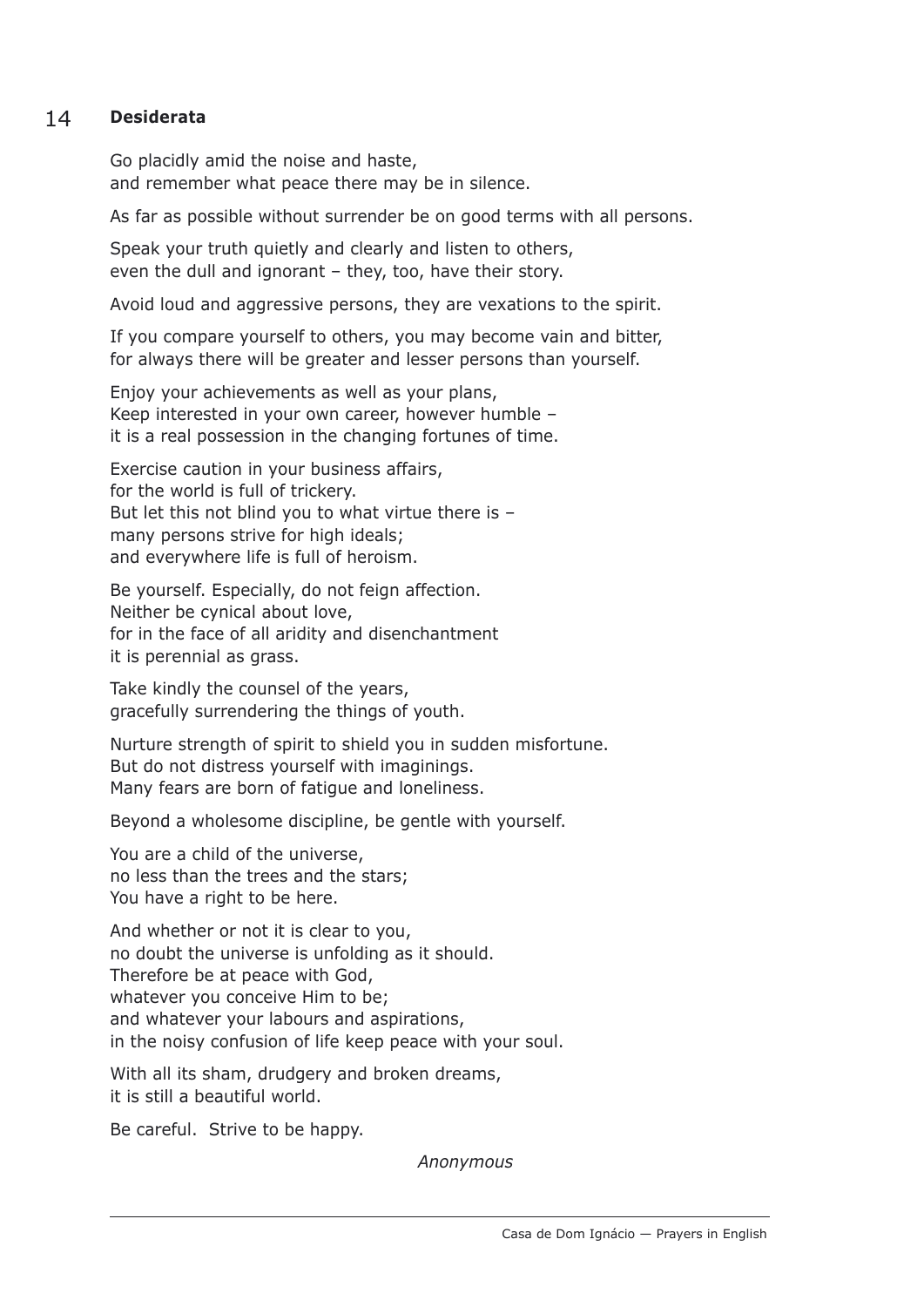## 14 **Desiderata**

Go placidly amid the noise and haste,  
and remember what peace there may be in silence.

As far as possible without surrender be on good terms with all persons.

Speak your truth quietly and clearly and listen to others,  
even the dull and ignorant – they, too, have their story.

Avoid loud and aggressive persons, they are vexations to the spirit.

If you compare yourself to others, you may become vain and bitter,  
for always there will be greater and lesser persons than yourself.

Enjoy your achievements as well as your plans,  
Keep interested in your own career, however humble –  
it is a real possession in the changing fortunes of time.

Exercise caution in your business affairs,  
for the world is full of trickery.  
But let this not blind you to what virtue there is –  
many persons strive for high ideals;  
and everywhere life is full of heroism.

Be yourself. Especially, do not feign affection.  
Neither be cynical about love,  
for in the face of all aridity and disenchantment  
it is perennial as grass.

Take kindly the counsel of the years,  
gracefully surrendering the things of youth.

Nurture strength of spirit to shield you in sudden misfortune.  
But do not distress yourself with imaginings.  
Many fears are born of fatigue and loneliness.

Beyond a wholesome discipline, be gentle with yourself.

You are a child of the universe,  
no less than the trees and the stars;  
You have a right to be here.

And whether or not it is clear to you,  
no doubt the universe is unfolding as it should.  
Therefore be at peace with God,  
whatever you conceive Him to be;  
and whatever your labours and aspirations,  
in the noisy confusion of life keep peace with your soul.

With all its sham, drudgery and broken dreams,  
it is still a beautiful world.

Be careful. Strive to be happy.

*Anonymous*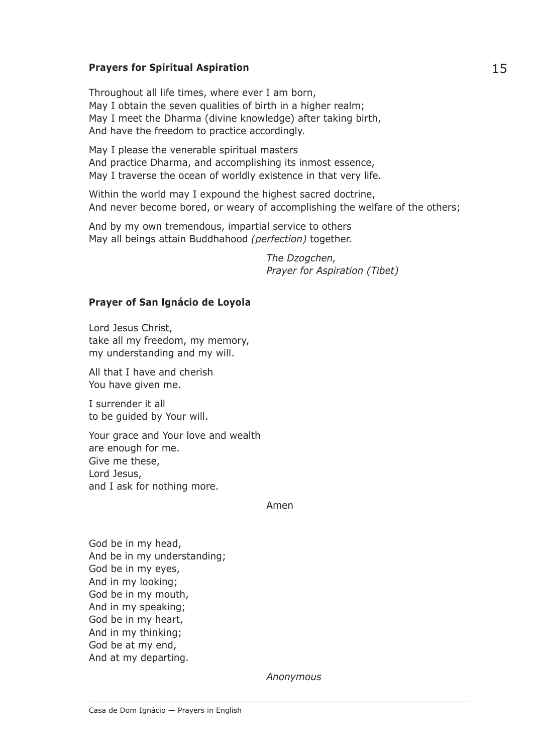### Prayers for Spiritual Aspiration

Throughout all life times, where ever I am born,
May I obtain the seven qualities of birth in a higher realm;
May I meet the Dharma (divine knowledge) after taking birth,
And have the freedom to practice accordingly.

May I please the venerable spiritual masters
And practice Dharma, and accomplishing its inmost essence,
May I traverse the ocean of worldly existence in that very life.

Within the world may I expound the highest sacred doctrine,
And never become bored, or weary of accomplishing the welfare of the others;

And by my own tremendous, impartial service to others
May all beings attain Buddhahood *(perfection)* together.

*The Dzogchen,*
*Prayer for Aspiration (Tibet)*

### Prayer of San Ignácio de Loyola

Lord Jesus Christ,
take all my freedom, my memory,
my understanding and my will.

All that I have and cherish
You have given me.

I surrender it all
to be guided by Your will.

Your grace and Your love and wealth
are enough for me.
Give me these,
Lord Jesus,
and I ask for nothing more.

Amen

God be in my head,
And be in my understanding;
God be in my eyes,
And in my looking;
God be in my mouth,
And in my speaking;
God be in my heart,
And in my thinking;
God be at my end,
And at my departing.

*Anonymous*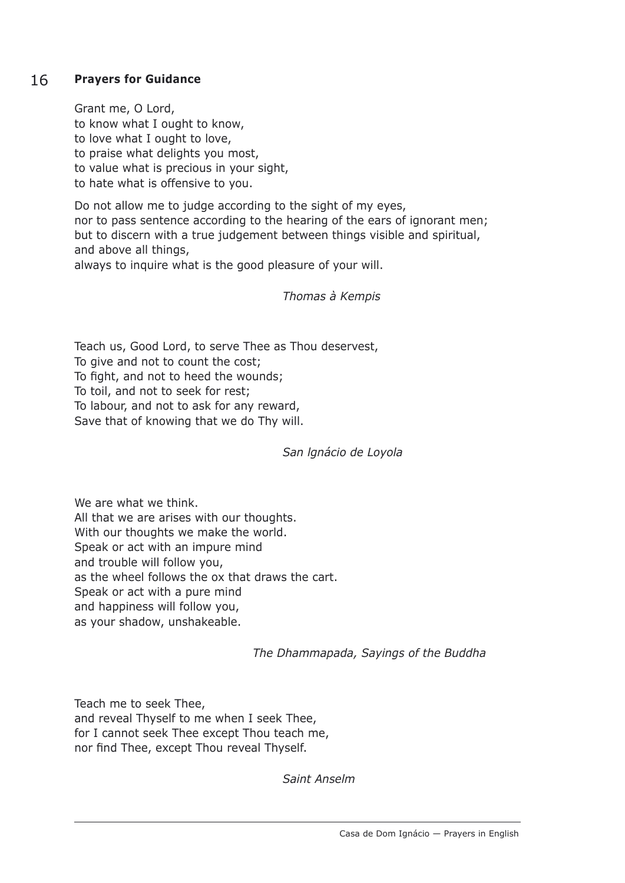## Prayers for Guidance

Grant me, O Lord,  
to know what I ought to know,  
to love what I ought to love,  
to praise what delights you most,  
to value what is precious in your sight,  
to hate what is offensive to you.

Do not allow me to judge according to the sight of my eyes,  
nor to pass sentence according to the hearing of the ears of ignorant men;  
but to discern with a true judgement between things visible and spiritual,  
and above all things,  
always to inquire what is the good pleasure of your will.

*Thomas à Kempis*

Teach us, Good Lord, to serve Thee as Thou deservest,  
To give and not to count the cost;  
To fight, and not to heed the wounds;  
To toil, and not to seek for rest;  
To labour, and not to ask for any reward,  
Save that of knowing that we do Thy will.

*San Ignácio de Loyola*

We are what we think.  
All that we are arises with our thoughts.  
With our thoughts we make the world.  
Speak or act with an impure mind  
and trouble will follow you,  
as the wheel follows the ox that draws the cart.  
Speak or act with a pure mind  
and happiness will follow you,  
as your shadow, unshakeable.

*The Dhammapada, Sayings of the Buddha*

Teach me to seek Thee,  
and reveal Thyself to me when I seek Thee,  
for I cannot seek Thee except Thou teach me,  
nor find Thee, except Thou reveal Thyself.

*Saint Anselm*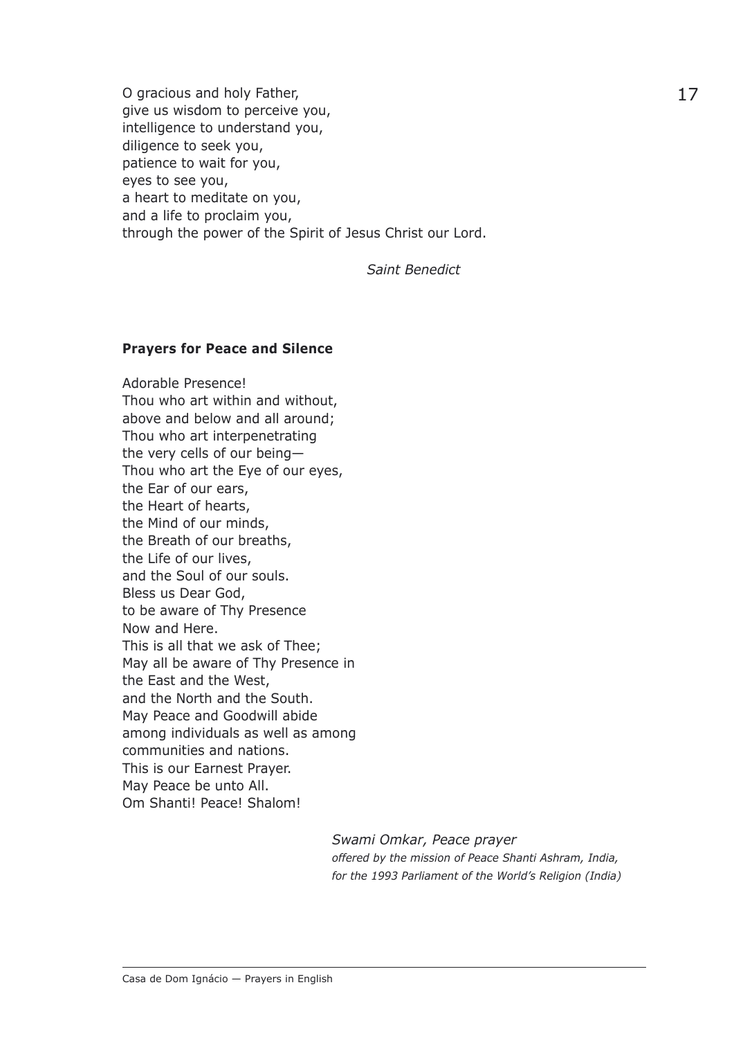O gracious and holy Father,  
give us wisdom to perceive you,  
intelligence to understand you,  
diligence to seek you,  
patience to wait for you,  
eyes to see you,  
a heart to meditate on you,  
and a life to proclaim you,  
through the power of the Spirit of Jesus Christ our Lord.

*Saint Benedict*

**Prayers for Peace and Silence**

Adorable Presence!  
Thou who art within and without,  
above and below and all around;  
Thou who art interpenetrating  
the very cells of our being—  
Thou who art the Eye of our eyes,  
the Ear of our ears,  
the Heart of hearts,  
the Mind of our minds,  
the Breath of our breaths,  
the Life of our lives,  
and the Soul of our souls.  
Bless us Dear God,  
to be aware of Thy Presence  
Now and Here.  
This is all that we ask of Thee;  
May all be aware of Thy Presence in  
the East and the West,  
and the North and the South.  
May Peace and Goodwill abide  
among individuals as well as among  
communities and nations.  
This is our Earnest Prayer.  
May Peace be unto All.  
Om Shanti! Peace! Shalom!

*Swami Omkar, Peace prayer*  
*offered by the mission of Peace Shanti Ashram, India, for the 1993 Parliament of the World's Religion (India)*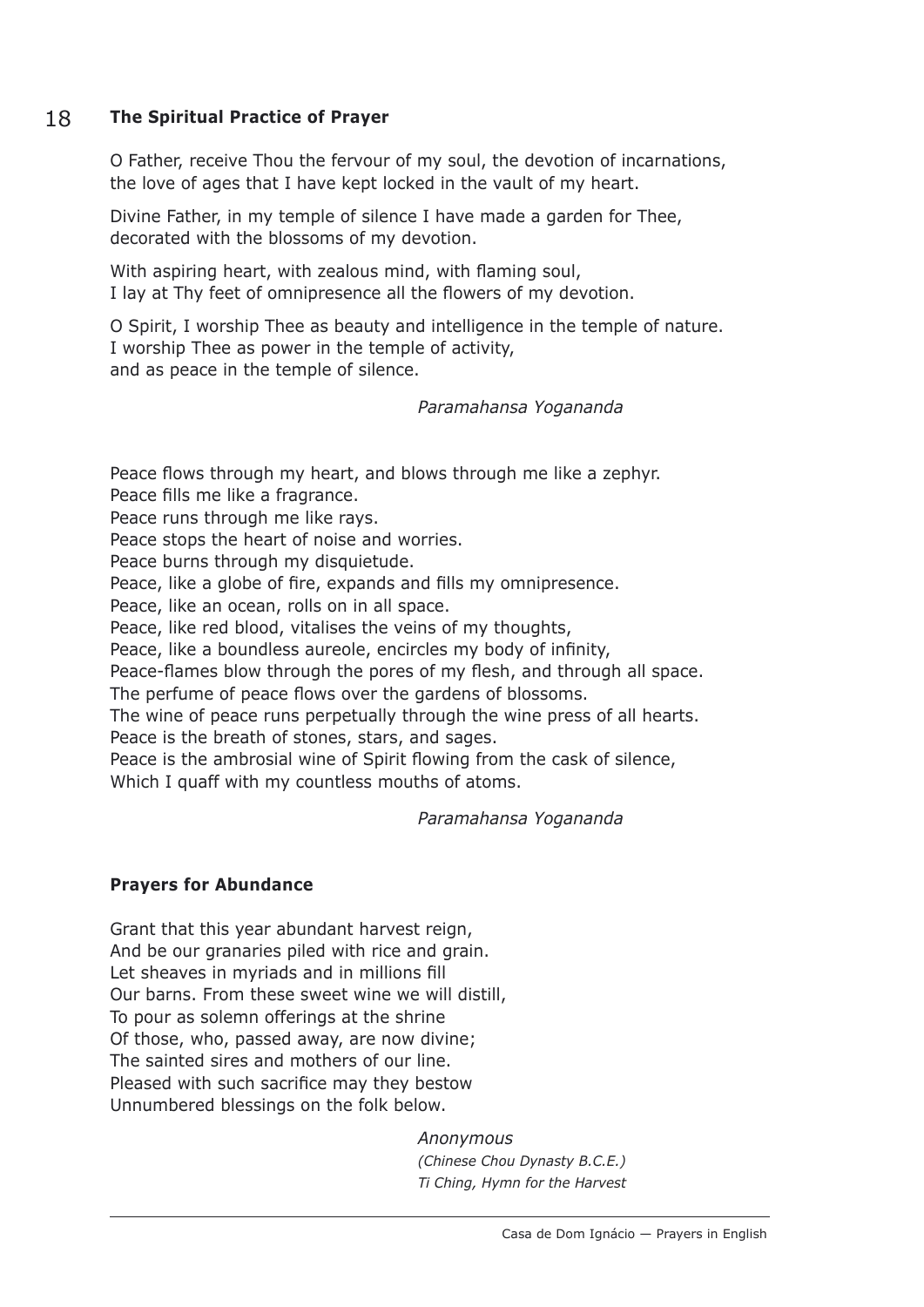## The Spiritual Practice of Prayer

O Father, receive Thou the fervour of my soul, the devotion of incarnations,
the love of ages that I have kept locked in the vault of my heart.

Divine Father, in my temple of silence I have made a garden for Thee,
decorated with the blossoms of my devotion.

With aspiring heart, with zealous mind, with flaming soul,
I lay at Thy feet of omnipresence all the flowers of my devotion.

O Spirit, I worship Thee as beauty and intelligence in the temple of nature.
I worship Thee as power in the temple of activity,
and as peace in the temple of silence.

*Paramahansa Yogananda*

Peace flows through my heart, and blows through me like a zephyr.
Peace fills me like a fragrance.
Peace runs through me like rays.
Peace stops the heart of noise and worries.
Peace burns through my disquietude.
Peace, like a globe of fire, expands and fills my omnipresence.
Peace, like an ocean, rolls on in all space.
Peace, like red blood, vitalises the veins of my thoughts,
Peace, like a boundless aureole, encircles my body of infinity,
Peace-flames blow through the pores of my flesh, and through all space.
The perfume of peace flows over the gardens of blossoms.
The wine of peace runs perpetually through the wine press of all hearts.
Peace is the breath of stones, stars, and sages.
Peace is the ambrosial wine of Spirit flowing from the cask of silence,
Which I quaff with my countless mouths of atoms.

*Paramahansa Yogananda*

### Prayers for Abundance

Grant that this year abundant harvest reign,
And be our granaries piled with rice and grain.
Let sheaves in myriads and in millions fill
Our barns. From these sweet wine we will distill,
To pour as solemn offerings at the shrine
Of those, who, passed away, are now divine;
The sainted sires and mothers of our line.
Pleased with such sacrifice may they bestow
Unnumbered blessings on the folk below.

*Anonymous*
*(Chinese Chou Dynasty B.C.E.)*
*Ti Ching, Hymn for the Harvest*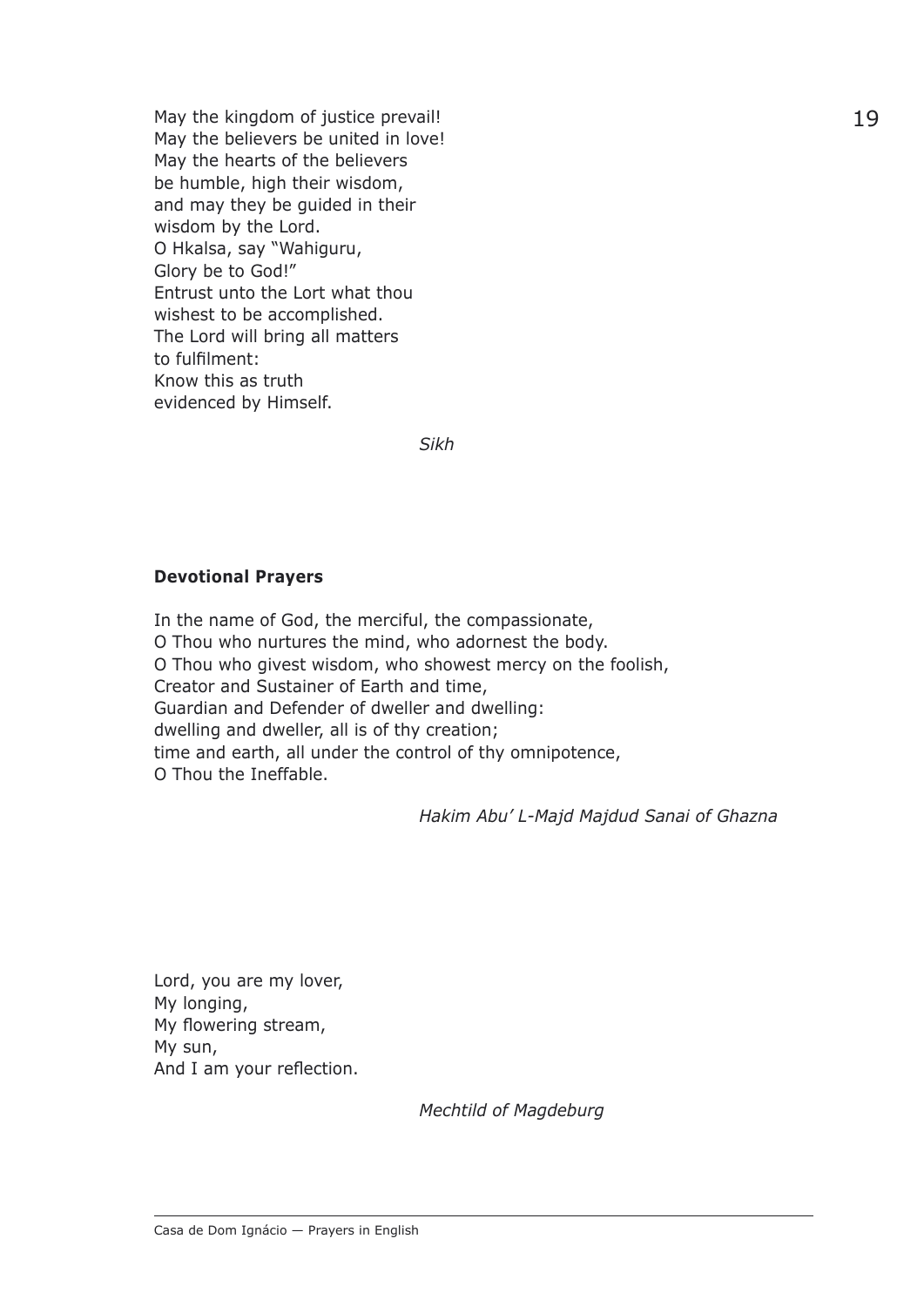May the kingdom of justice prevail!
May the believers be united in love!
May the hearts of the believers
be humble, high their wisdom,
and may they be guided in their
wisdom by the Lord.
O Hkalsa, say "Wahiguru,
Glory be to God!"
Entrust unto the Lort what thou
wishest to be accomplished.
The Lord will bring all matters
to fulfilment:
Know this as truth
evidenced by Himself.

*Sikh*

**Devotional Prayers**

In the name of God, the merciful, the compassionate,
O Thou who nurtures the mind, who adornest the body.
O Thou who givest wisdom, who showest mercy on the foolish,
Creator and Sustainer of Earth and time,
Guardian and Defender of dweller and dwelling:
dwelling and dweller, all is of thy creation;
time and earth, all under the control of thy omnipotence,
O Thou the Ineffable.

*Hakim Abu' L-Majd Majdud Sanai of Ghazna*

Lord, you are my lover,
My longing,
My flowering stream,
My sun,
And I am your reflection.

*Mechtild of Magdeburg*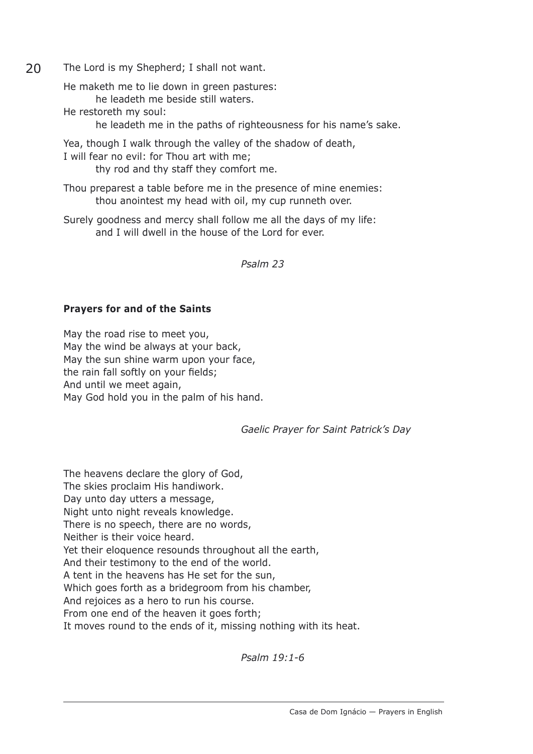The Lord is my Shepherd; I shall not want.

He maketh me to lie down in green pastures:
    he leadeth me beside still waters.
He restoreth my soul:
    he leadeth me in the paths of righteousness for his name's sake.

Yea, though I walk through the valley of the shadow of death,
I will fear no evil: for Thou art with me;
    thy rod and thy staff they comfort me.

Thou preparest a table before me in the presence of mine enemies:
    thou anointest my head with oil, my cup runneth over.

Surely goodness and mercy shall follow me all the days of my life:
    and I will dwell in the house of the Lord for ever.

*Psalm 23*

**Prayers for and of the Saints**

May the road rise to meet you,
May the wind be always at your back,
May the sun shine warm upon your face,
the rain fall softly on your fields;
And until we meet again,
May God hold you in the palm of his hand.

*Gaelic Prayer for Saint Patrick's Day*

The heavens declare the glory of God,
The skies proclaim His handiwork.
Day unto day utters a message,
Night unto night reveals knowledge.
There is no speech, there are no words,
Neither is their voice heard.
Yet their eloquence resounds throughout all the earth,
And their testimony to the end of the world.
A tent in the heavens has He set for the sun,
Which goes forth as a bridegroom from his chamber,
And rejoices as a hero to run his course.
From one end of the heaven it goes forth;
It moves round to the ends of it, missing nothing with its heat.

*Psalm 19:1-6*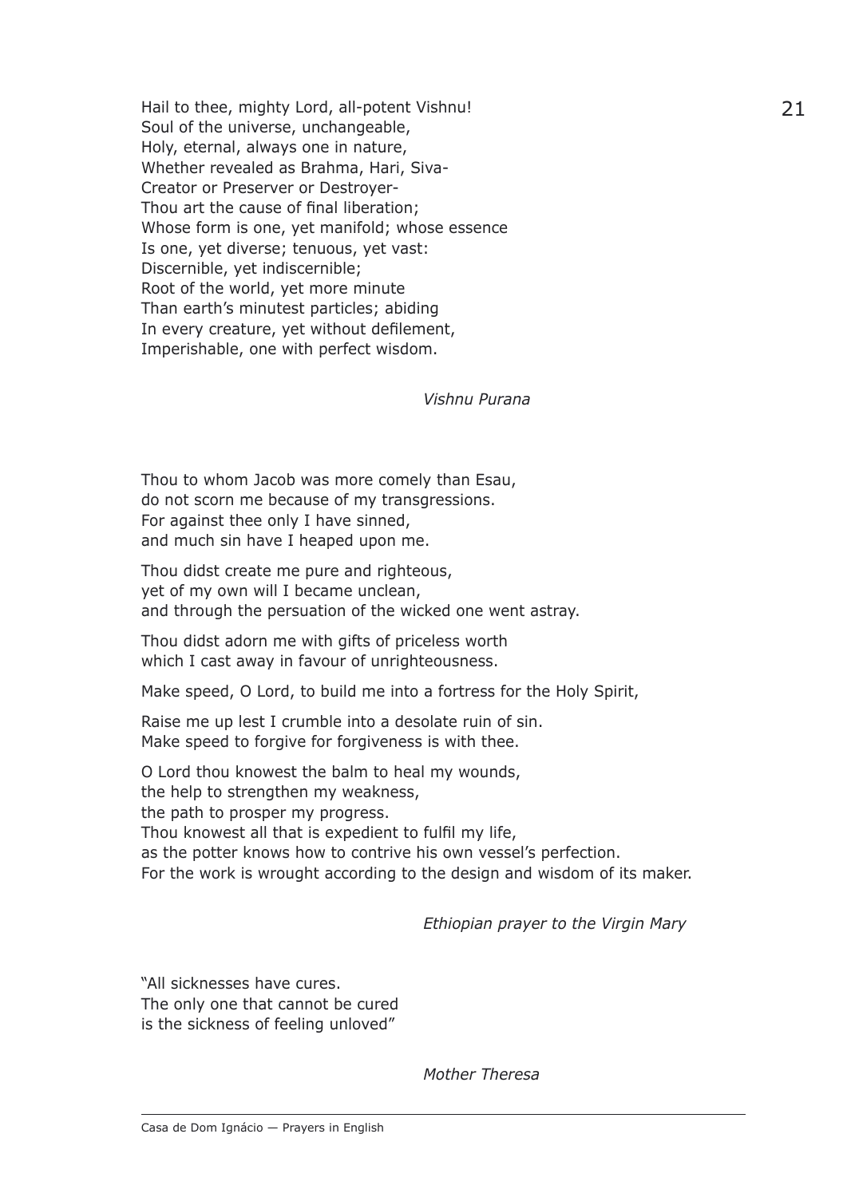Hail to thee, mighty Lord, all-potent Vishnu!  
Soul of the universe, unchangeable,  
Holy, eternal, always one in nature,  
Whether revealed as Brahma, Hari, Siva-  
Creator or Preserver or Destroyer-  
Thou art the cause of final liberation;  
Whose form is one, yet manifold; whose essence  
Is one, yet diverse; tenuous, yet vast:  
Discernible, yet indiscernible;  
Root of the world, yet more minute  
Than earth's minutest particles; abiding  
In every creature, yet without defilement,  
Imperishable, one with perfect wisdom.

*Vishnu Purana*

Thou to whom Jacob was more comely than Esau,  
do not scorn me because of my transgressions.  
For against thee only I have sinned,  
and much sin have I heaped upon me.

Thou didst create me pure and righteous,  
yet of my own will I became unclean,  
and through the persuation of the wicked one went astray.

Thou didst adorn me with gifts of priceless worth  
which I cast away in favour of unrighteousness.

Make speed, O Lord, to build me into a fortress for the Holy Spirit,

Raise me up lest I crumble into a desolate ruin of sin.  
Make speed to forgive for forgiveness is with thee.

O Lord thou knowest the balm to heal my wounds,  
the help to strengthen my weakness,  
the path to prosper my progress.  
Thou knowest all that is expedient to fulfil my life,  
as the potter knows how to contrive his own vessel's perfection.  
For the work is wrought according to the design and wisdom of its maker.

*Ethiopian prayer to the Virgin Mary*

"All sicknesses have cures.  
The only one that cannot be cured  
is the sickness of feeling unloved"

*Mother Theresa*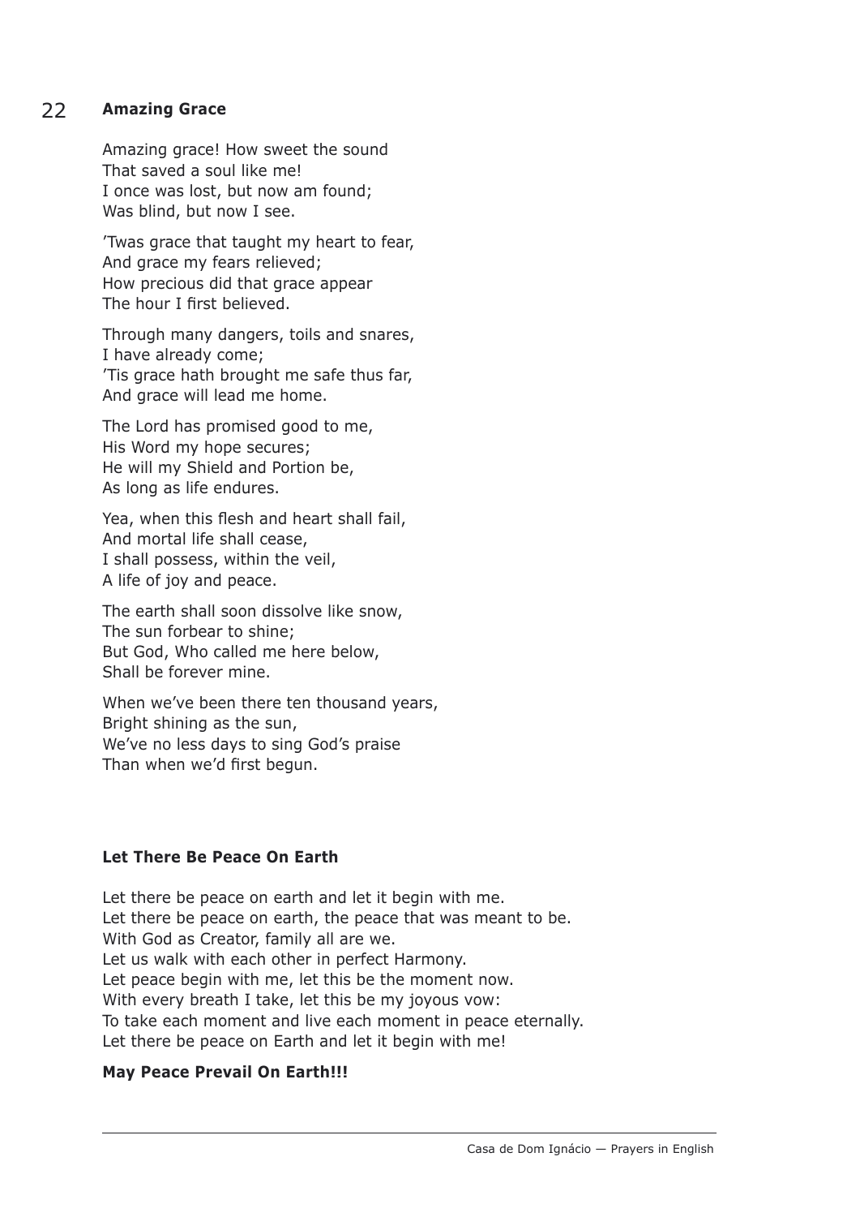## 22 Amazing Grace

Amazing grace! How sweet the sound
That saved a soul like me!
I once was lost, but now am found;
Was blind, but now I see.

'Twas grace that taught my heart to fear,
And grace my fears relieved;
How precious did that grace appear
The hour I first believed.

Through many dangers, toils and snares,
I have already come;
'Tis grace hath brought me safe thus far,
And grace will lead me home.

The Lord has promised good to me,
His Word my hope secures;
He will my Shield and Portion be,
As long as life endures.

Yea, when this flesh and heart shall fail,
And mortal life shall cease,
I shall possess, within the veil,
A life of joy and peace.

The earth shall soon dissolve like snow,
The sun forbear to shine;
But God, Who called me here below,
Shall be forever mine.

When we've been there ten thousand years,
Bright shining as the sun,
We've no less days to sing God's praise
Than when we'd first begun.

## Let There Be Peace On Earth

Let there be peace on earth and let it begin with me.
Let there be peace on earth, the peace that was meant to be.
With God as Creator, family all are we.
Let us walk with each other in perfect Harmony.
Let peace begin with me, let this be the moment now.
With every breath I take, let this be my joyous vow:
To take each moment and live each moment in peace eternally.
Let there be peace on Earth and let it begin with me!

**May Peace Prevail On Earth!!!**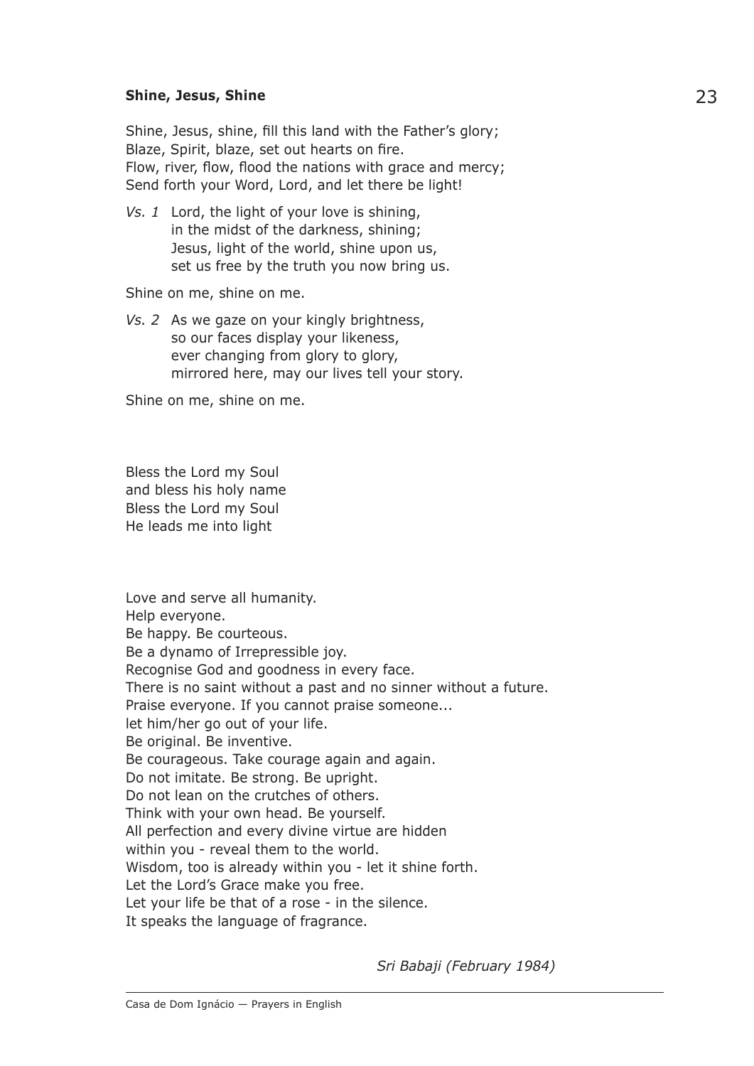### Shine, Jesus, Shine

Shine, Jesus, shine, fill this land with the Father's glory;
Blaze, Spirit, blaze, set out hearts on fire.
Flow, river, flow, flood the nations with grace and mercy;
Send forth your Word, Lord, and let there be light!

*Vs. 1* Lord, the light of your love is shining,
in the midst of the darkness, shining;
Jesus, light of the world, shine upon us,
set us free by the truth you now bring us.

Shine on me, shine on me.

*Vs. 2* As we gaze on your kingly brightness,
so our faces display your likeness,
ever changing from glory to glory,
mirrored here, may our lives tell your story.

Shine on me, shine on me.

Bless the Lord my Soul
and bless his holy name
Bless the Lord my Soul
He leads me into light

Love and serve all humanity.
Help everyone.
Be happy. Be courteous.
Be a dynamo of Irrepressible joy.
Recognise God and goodness in every face.
There is no saint without a past and no sinner without a future.
Praise everyone. If you cannot praise someone...
let him/her go out of your life.
Be original. Be inventive.
Be courageous. Take courage again and again.
Do not imitate. Be strong. Be upright.
Do not lean on the crutches of others.
Think with your own head. Be yourself.
All perfection and every divine virtue are hidden
within you - reveal them to the world.
Wisdom, too is already within you - let it shine forth.
Let the Lord's Grace make you free.
Let your life be that of a rose - in the silence.
It speaks the language of fragrance.

*Sri Babaji (February 1984)*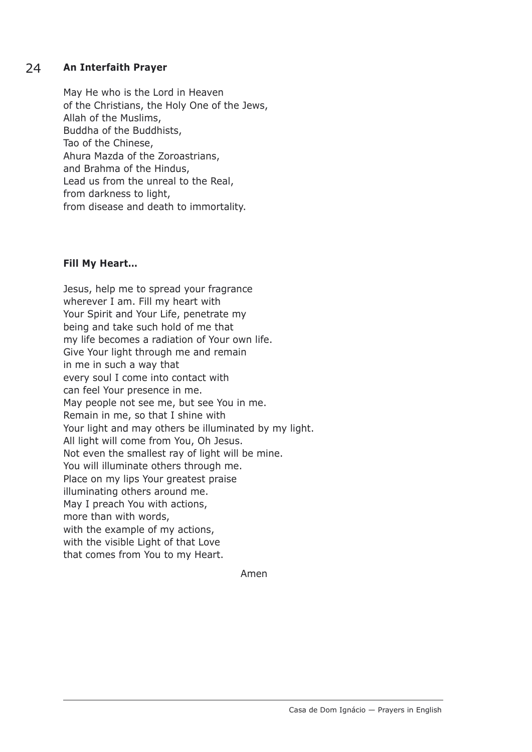## An Interfaith Prayer

May He who is the Lord in Heaven
of the Christians, the Holy One of the Jews,
Allah of the Muslims,
Buddha of the Buddhists,
Tao of the Chinese,
Ahura Mazda of the Zoroastrians,
and Brahma of the Hindus,
Lead us from the unreal to the Real,
from darkness to light,
from disease and death to immortality.

## Fill My Heart…

Jesus, help me to spread your fragrance
wherever I am. Fill my heart with
Your Spirit and Your Life, penetrate my
being and take such hold of me that
my life becomes a radiation of Your own life.
Give Your light through me and remain
in me in such a way that
every soul I come into contact with
can feel Your presence in me.
May people not see me, but see You in me.
Remain in me, so that I shine with
Your light and may others be illuminated by my light.
All light will come from You, Oh Jesus.
Not even the smallest ray of light will be mine.
You will illuminate others through me.
Place on my lips Your greatest praise
illuminating others around me.
May I preach You with actions,
more than with words,
with the example of my actions,
with the visible Light of that Love
that comes from You to my Heart.

Amen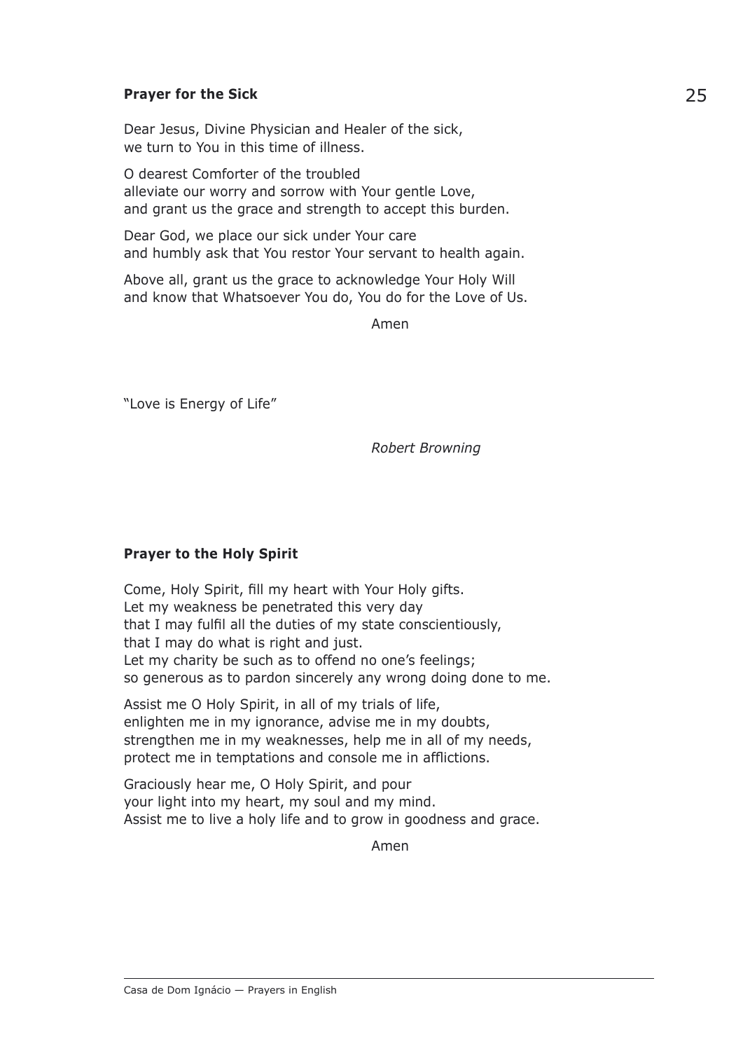### **Prayer for the Sick**

Dear Jesus, Divine Physician and Healer of the sick,
we turn to You in this time of illness.

O dearest Comforter of the troubled
alleviate our worry and sorrow with Your gentle Love,
and grant us the grace and strength to accept this burden.

Dear God, we place our sick under Your care
and humbly ask that You restor Your servant to health again.

Above all, grant us the grace to acknowledge Your Holy Will
and know that Whatsoever You do, You do for the Love of Us.

Amen

"Love is Energy of Life"

*Robert Browning*

### **Prayer to the Holy Spirit**

Come, Holy Spirit, fill my heart with Your Holy gifts.
Let my weakness be penetrated this very day
that I may fulfil all the duties of my state conscientiously,
that I may do what is right and just.
Let my charity be such as to offend no one's feelings;
so generous as to pardon sincerely any wrong doing done to me.

Assist me O Holy Spirit, in all of my trials of life,
enlighten me in my ignorance, advise me in my doubts,
strengthen me in my weaknesses, help me in all of my needs,
protect me in temptations and console me in afflictions.

Graciously hear me, O Holy Spirit, and pour
your light into my heart, my soul and my mind.
Assist me to live a holy life and to grow in goodness and grace.

Amen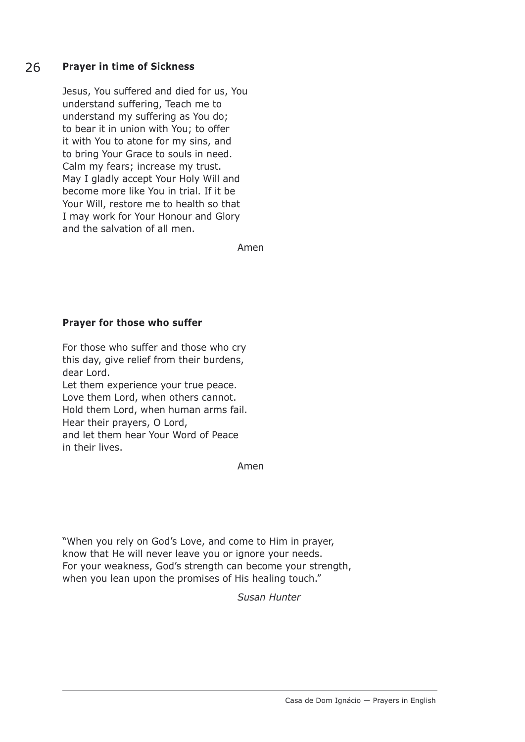### Prayer in time of Sickness

Jesus, You suffered and died for us, You understand suffering, Teach me to understand my suffering as You do; to bear it in union with You; to offer it with You to atone for my sins, and to bring Your Grace to souls in need. Calm my fears; increase my trust. May I gladly accept Your Holy Will and become more like You in trial. If it be Your Will, restore me to health so that I may work for Your Honour and Glory and the salvation of all men.

Amen

### Prayer for those who suffer

For those who suffer and those who cry this day, give relief from their burdens, dear Lord.
Let them experience your true peace.
Love them Lord, when others cannot.
Hold them Lord, when human arms fail.
Hear their prayers, O Lord,
and let them hear Your Word of Peace
in their lives.

Amen

"When you rely on God's Love, and come to Him in prayer,
know that He will never leave you or ignore your needs.
For your weakness, God's strength can become your strength,
when you lean upon the promises of His healing touch."

*Susan Hunter*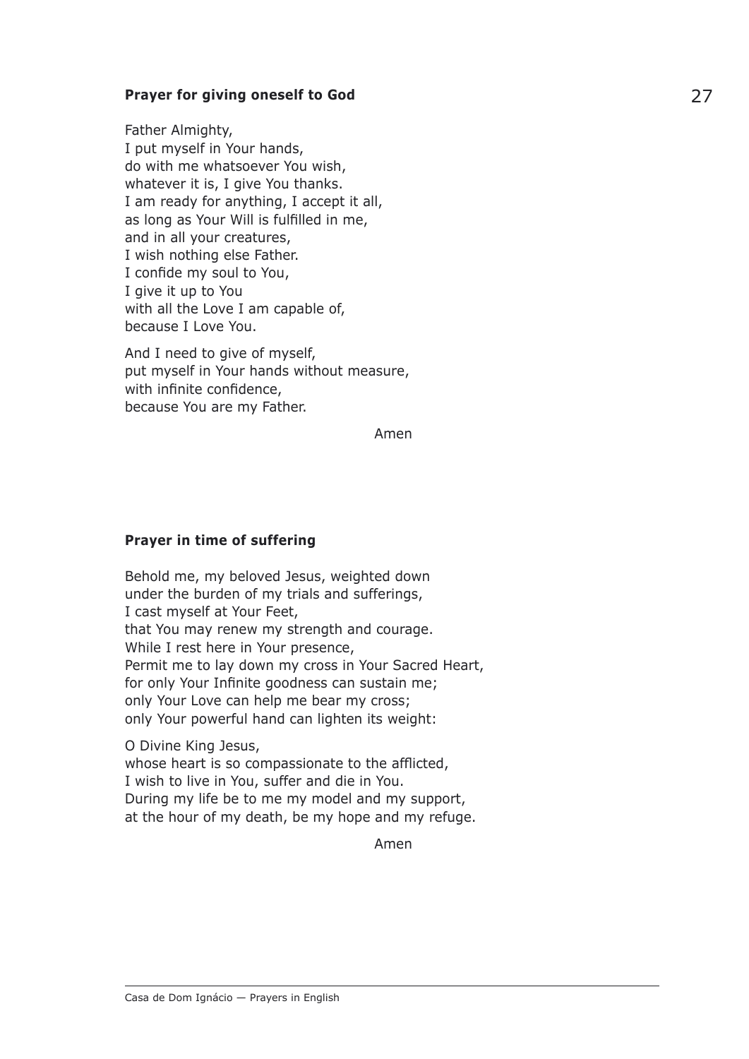### Prayer for giving oneself to God

Father Almighty,
I put myself in Your hands,
do with me whatsoever You wish,
whatever it is, I give You thanks.
I am ready for anything, I accept it all,
as long as Your Will is fulfilled in me,
and in all your creatures,
I wish nothing else Father.
I confide my soul to You,
I give it up to You
with all the Love I am capable of,
because I Love You.

And I need to give of myself,
put myself in Your hands without measure,
with infinite confidence,
because You are my Father.

Amen

### Prayer in time of suffering

Behold me, my beloved Jesus, weighted down
under the burden of my trials and sufferings,
I cast myself at Your Feet,
that You may renew my strength and courage.
While I rest here in Your presence,
Permit me to lay down my cross in Your Sacred Heart,
for only Your Infinite goodness can sustain me;
only Your Love can help me bear my cross;
only Your powerful hand can lighten its weight:

O Divine King Jesus,
whose heart is so compassionate to the afflicted,
I wish to live in You, suffer and die in You.
During my life be to me my model and my support,
at the hour of my death, be my hope and my refuge.

Amen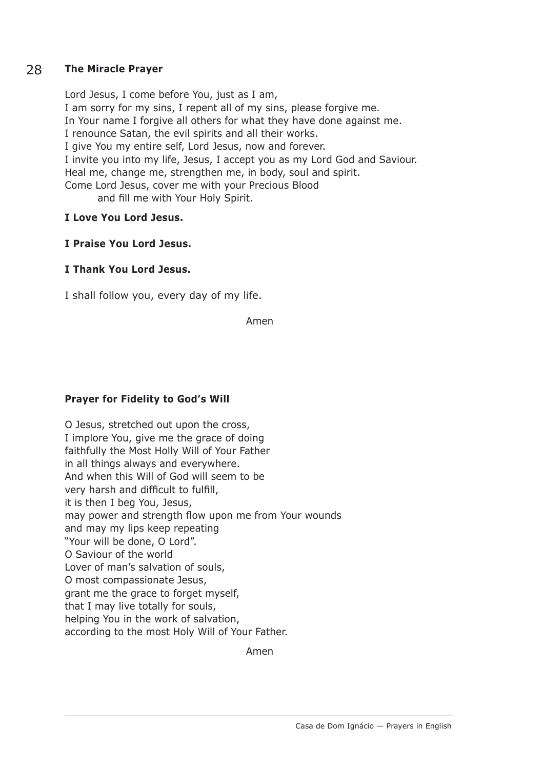## The Miracle Prayer

Lord Jesus, I come before You, just as I am,
I am sorry for my sins, I repent all of my sins, please forgive me.
In Your name I forgive all others for what they have done against me.
I renounce Satan, the evil spirits and all their works.
I give You my entire self, Lord Jesus, now and forever.
I invite you into my life, Jesus, I accept you as my Lord God and Saviour.
Heal me, change me, strengthen me, in body, soul and spirit.
Come Lord Jesus, cover me with your Precious Blood
and fill me with Your Holy Spirit.

**I Love You Lord Jesus.**

**I Praise You Lord Jesus.**

**I Thank You Lord Jesus.**

I shall follow you, every day of my life.

Amen

## Prayer for Fidelity to God's Will

O Jesus, stretched out upon the cross,
I implore You, give me the grace of doing
faithfully the Most Holly Will of Your Father
in all things always and everywhere.
And when this Will of God will seem to be
very harsh and difficult to fulfill,
it is then I beg You, Jesus,
may power and strength flow upon me from Your wounds
and may my lips keep repeating
"Your will be done, O Lord".
O Saviour of the world
Lover of man's salvation of souls,
O most compassionate Jesus,
grant me the grace to forget myself,
that I may live totally for souls,
helping You in the work of salvation,
according to the most Holy Will of Your Father.

Amen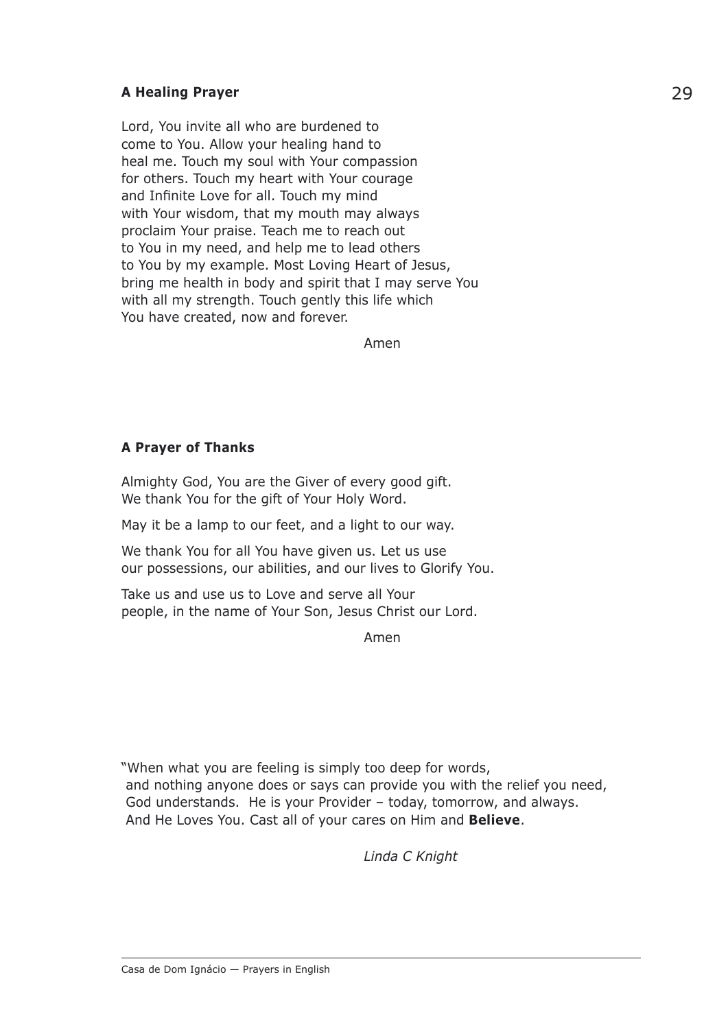### A Healing Prayer

Lord, You invite all who are burdened to come to You. Allow your healing hand to heal me. Touch my soul with Your compassion for others. Touch my heart with Your courage and Infinite Love for all. Touch my mind with Your wisdom, that my mouth may always proclaim Your praise. Teach me to reach out to You in my need, and help me to lead others to You by my example. Most Loving Heart of Jesus, bring me health in body and spirit that I may serve You with all my strength. Touch gently this life which You have created, now and forever.

Amen

### A Prayer of Thanks

Almighty God, You are the Giver of every good gift. We thank You for the gift of Your Holy Word.

May it be a lamp to our feet, and a light to our way.

We thank You for all You have given us. Let us use our possessions, our abilities, and our lives to Glorify You.

Take us and use us to Love and serve all Your people, in the name of Your Son, Jesus Christ our Lord.

Amen

"When what you are feeling is simply too deep for words,
and nothing anyone does or says can provide you with the relief you need,
God understands. He is your Provider – today, tomorrow, and always.
And He Loves You. Cast all of your cares on Him and **Believe**.

*Linda C Knight*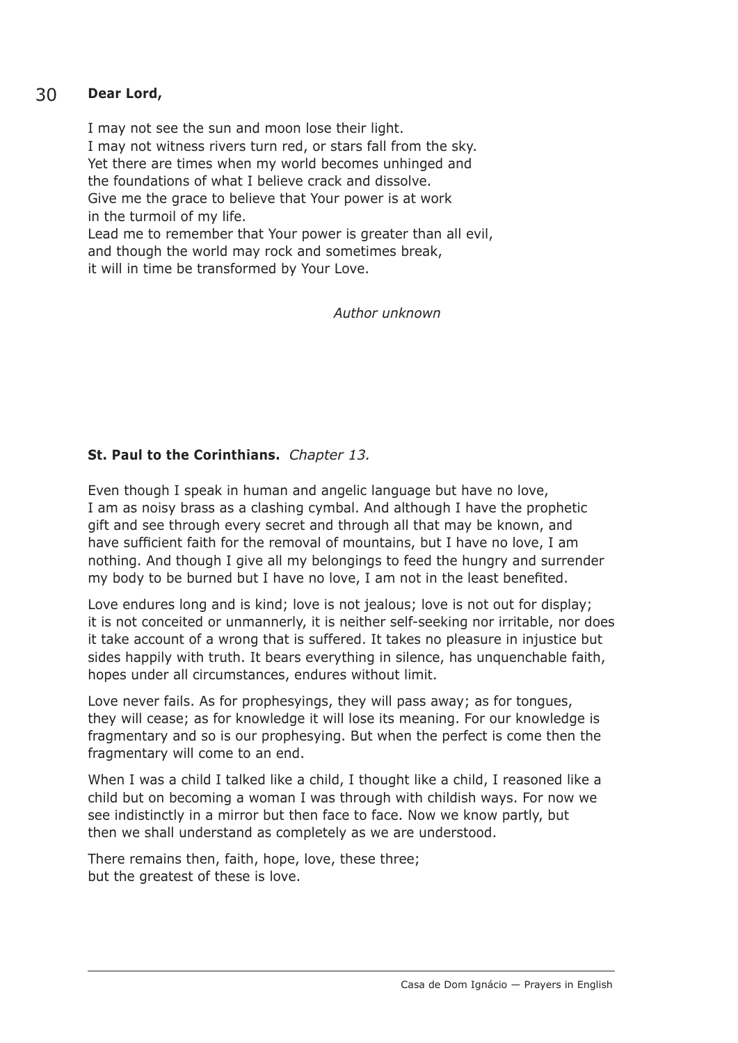## 30 Dear Lord,

I may not see the sun and moon lose their light.
I may not witness rivers turn red, or stars fall from the sky.
Yet there are times when my world becomes unhinged and
the foundations of what I believe crack and dissolve.
Give me the grace to believe that Your power is at work
in the turmoil of my life.
Lead me to remember that Your power is greater than all evil,
and though the world may rock and sometimes break,
it will in time be transformed by Your Love.

*Author unknown*

**St. Paul to the Corinthians.** *Chapter 13.*

Even though I speak in human and angelic language but have no love, I am as noisy brass as a clashing cymbal. And although I have the prophetic gift and see through every secret and through all that may be known, and have sufficient faith for the removal of mountains, but I have no love, I am nothing. And though I give all my belongings to feed the hungry and surrender my body to be burned but I have no love, I am not in the least benefited.

Love endures long and is kind; love is not jealous; love is not out for display; it is not conceited or unmannerly, it is neither self-seeking nor irritable, nor does it take account of a wrong that is suffered. It takes no pleasure in injustice but sides happily with truth. It bears everything in silence, has unquenchable faith, hopes under all circumstances, endures without limit.

Love never fails. As for prophesyings, they will pass away; as for tongues, they will cease; as for knowledge it will lose its meaning. For our knowledge is fragmentary and so is our prophesying. But when the perfect is come then the fragmentary will come to an end.

When I was a child I talked like a child, I thought like a child, I reasoned like a child but on becoming a woman I was through with childish ways. For now we see indistinctly in a mirror but then face to face. Now we know partly, but then we shall understand as completely as we are understood.

There remains then, faith, hope, love, these three;
but the greatest of these is love.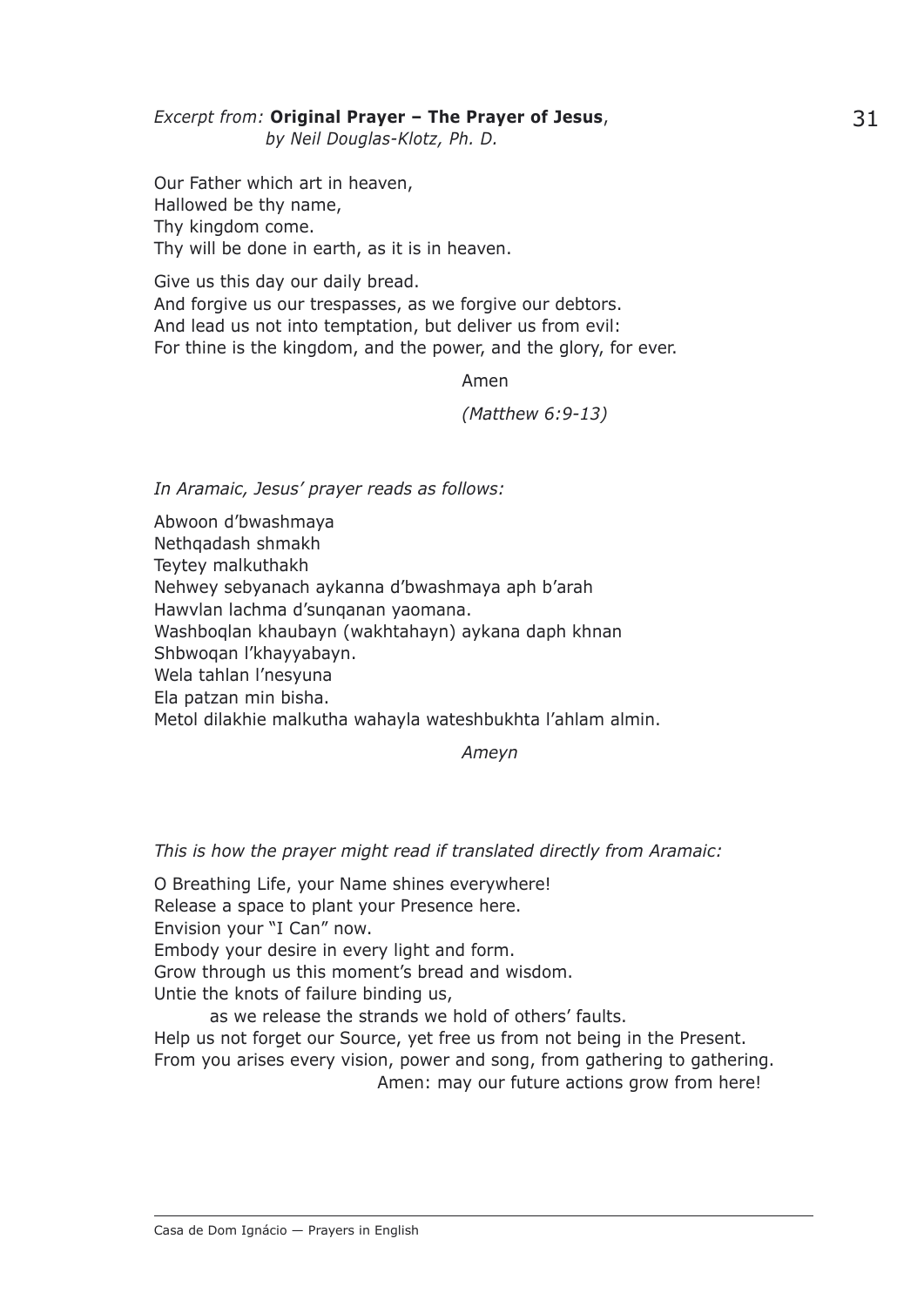*Excerpt from:* **Original Prayer – The Prayer of Jesus**,
*by Neil Douglas-Klotz, Ph. D.*

Our Father which art in heaven,
Hallowed be thy name,
Thy kingdom come.
Thy will be done in earth, as it is in heaven.

Give us this day our daily bread.
And forgive us our trespasses, as we forgive our debtors.
And lead us not into temptation, but deliver us from evil:
For thine is the kingdom, and the power, and the glory, for ever.

Amen

*(Matthew 6:9-13)*

*In Aramaic, Jesus' prayer reads as follows:*

Abwoon d'bwashmaya
Nethqadash shmakh
Teytey malkuthakh
Nehwey sebyanach aykanna d'bwashmaya aph b'arah
Hawvlan lachma d'sunqanan yaomana.
Washboqlan khaubayn (wakhtahayn) aykana daph khnan
Shbwoqan l'khayyabayn.
Wela tahlan l'nesyuna
Ela patzan min bisha.
Metol dilakhie malkutha wahayla wateshbukhta l'ahlam almin.

*Ameyn*

*This is how the prayer might read if translated directly from Aramaic:*

O Breathing Life, your Name shines everywhere!
Release a space to plant your Presence here.
Envision your "I Can" now.
Embody your desire in every light and form.
Grow through us this moment's bread and wisdom.
Untie the knots of failure binding us,
as we release the strands we hold of others' faults.
Help us not forget our Source, yet free us from not being in the Present.
From you arises every vision, power and song, from gathering to gathering.
Amen: may our future actions grow from here!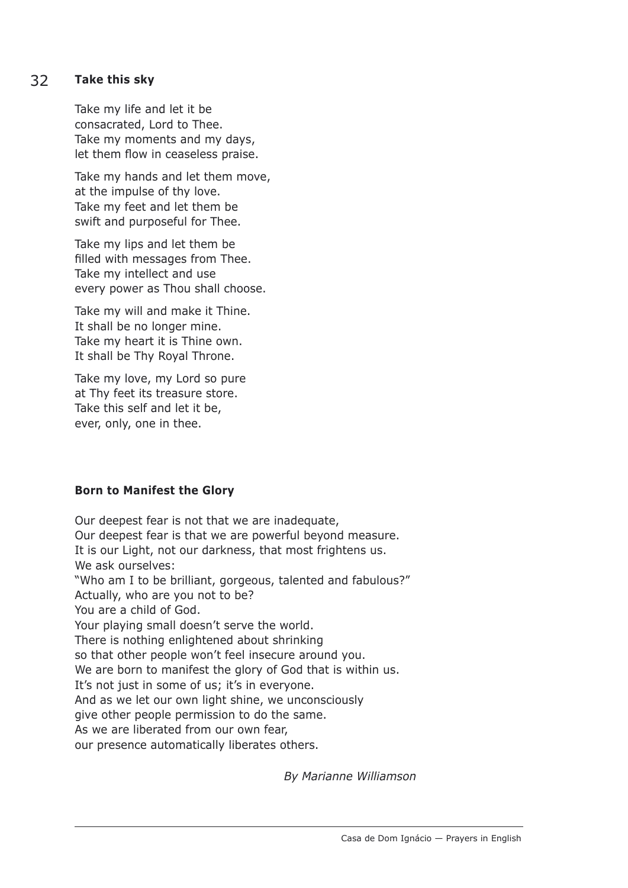## 32 Take this sky

Take my life and let it be
consacrated, Lord to Thee.
Take my moments and my days,
let them flow in ceaseless praise.

Take my hands and let them move,
at the impulse of thy love.
Take my feet and let them be
swift and purposeful for Thee.

Take my lips and let them be
filled with messages from Thee.
Take my intellect and use
every power as Thou shall choose.

Take my will and make it Thine.
It shall be no longer mine.
Take my heart it is Thine own.
It shall be Thy Royal Throne.

Take my love, my Lord so pure
at Thy feet its treasure store.
Take this self and let it be,
ever, only, one in thee.

## Born to Manifest the Glory

Our deepest fear is not that we are inadequate,
Our deepest fear is that we are powerful beyond measure.
It is our Light, not our darkness, that most frightens us.
We ask ourselves:
"Who am I to be brilliant, gorgeous, talented and fabulous?"
Actually, who are you not to be?
You are a child of God.
Your playing small doesn't serve the world.
There is nothing enlightened about shrinking
so that other people won't feel insecure around you.
We are born to manifest the glory of God that is within us.
It's not just in some of us; it's in everyone.
And as we let our own light shine, we unconsciously
give other people permission to do the same.
As we are liberated from our own fear,
our presence automatically liberates others.

*By Marianne Williamson*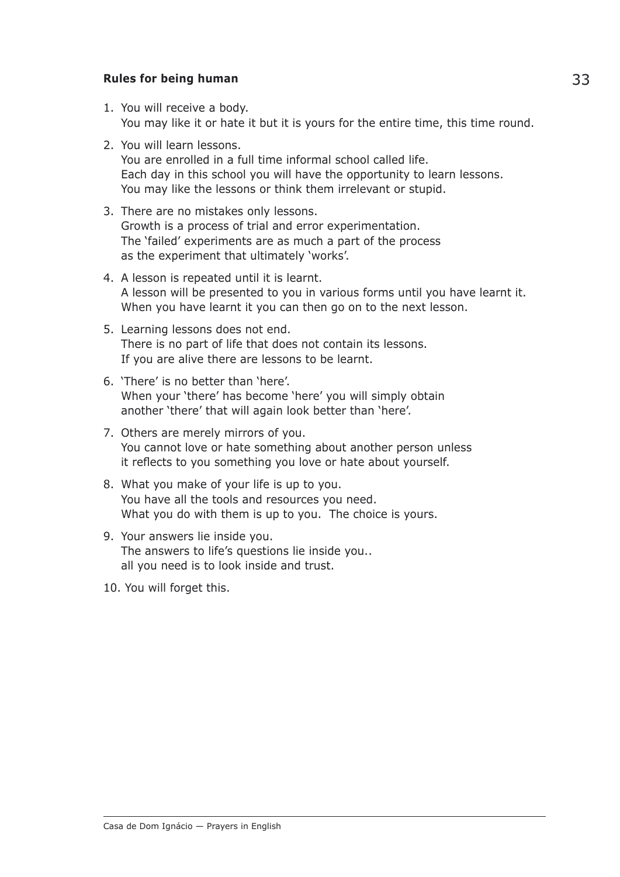## Rules for being human

1. You will receive a body.
   You may like it or hate it but it is yours for the entire time, this time round.
2. You will learn lessons.
   You are enrolled in a full time informal school called life.
   Each day in this school you will have the opportunity to learn lessons.
   You may like the lessons or think them irrelevant or stupid.
3. There are no mistakes only lessons.
   Growth is a process of trial and error experimentation.
   The 'failed' experiments are as much a part of the process
   as the experiment that ultimately 'works'.
4. A lesson is repeated until it is learnt.
   A lesson will be presented to you in various forms until you have learnt it.
   When you have learnt it you can then go on to the next lesson.
5. Learning lessons does not end.
   There is no part of life that does not contain its lessons.
   If you are alive there are lessons to be learnt.
6. 'There' is no better than 'here'.
   When your 'there' has become 'here' you will simply obtain
   another 'there' that will again look better than 'here'.
7. Others are merely mirrors of you.
   You cannot love or hate something about another person unless
   it reflects to you something you love or hate about yourself.
8. What you make of your life is up to you.
   You have all the tools and resources you need.
   What you do with them is up to you. The choice is yours.
9. Your answers lie inside you.
   The answers to life's questions lie inside you..
   all you need is to look inside and trust.
10. You will forget this.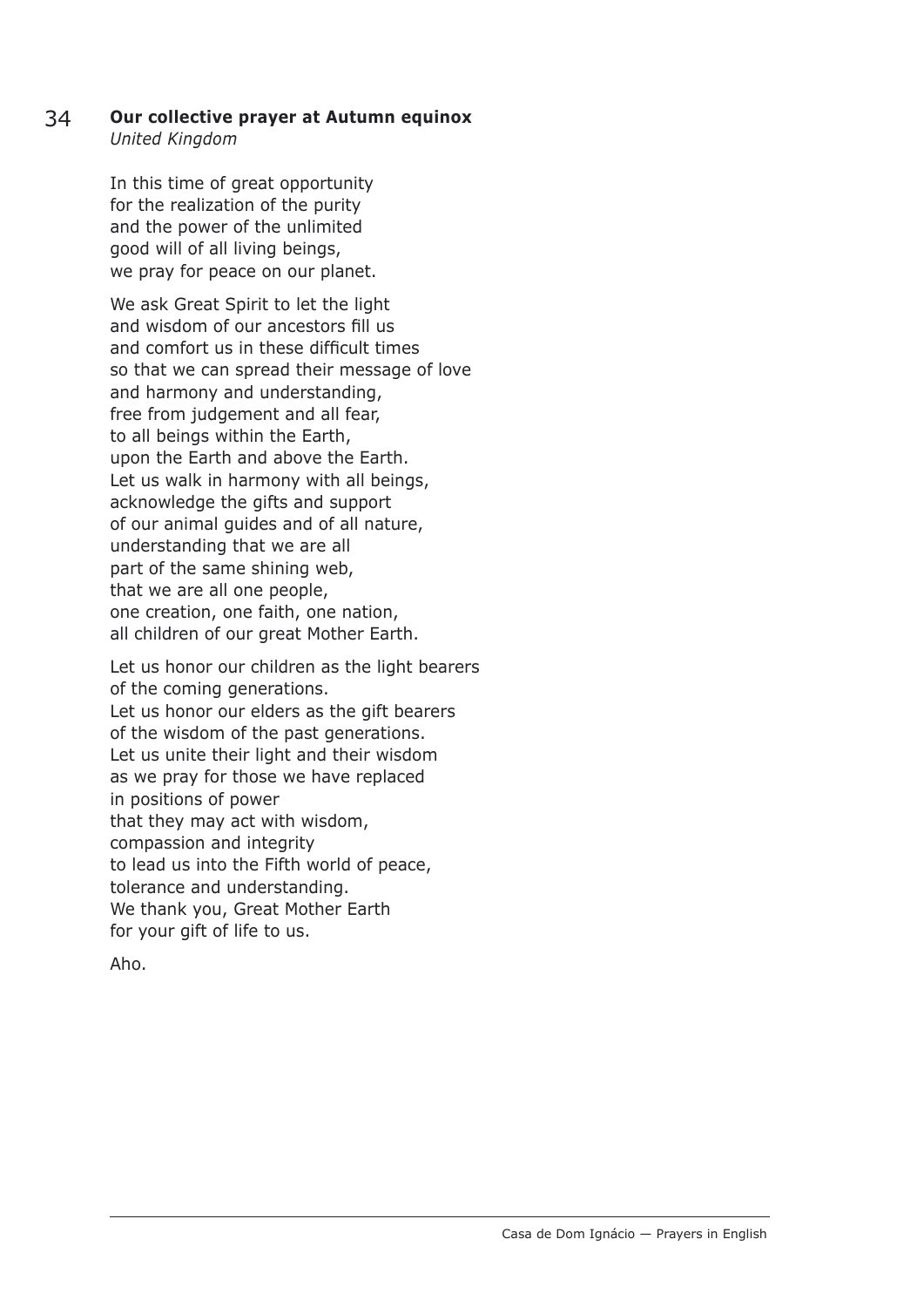## 34 **Our collective prayer at Autumn equinox**

*United Kingdom*

In this time of great opportunity
for the realization of the purity
and the power of the unlimited
good will of all living beings,
we pray for peace on our planet.

We ask Great Spirit to let the light
and wisdom of our ancestors fill us
and comfort us in these difficult times
so that we can spread their message of love
and harmony and understanding,
free from judgement and all fear,
to all beings within the Earth,
upon the Earth and above the Earth.
Let us walk in harmony with all beings,
acknowledge the gifts and support
of our animal guides and of all nature,
understanding that we are all
part of the same shining web,
that we are all one people,
one creation, one faith, one nation,
all children of our great Mother Earth.

Let us honor our children as the light bearers
of the coming generations.
Let us honor our elders as the gift bearers
of the wisdom of the past generations.
Let us unite their light and their wisdom
as we pray for those we have replaced
in positions of power
that they may act with wisdom,
compassion and integrity
to lead us into the Fifth world of peace,
tolerance and understanding.
We thank you, Great Mother Earth
for your gift of life to us.

Aho.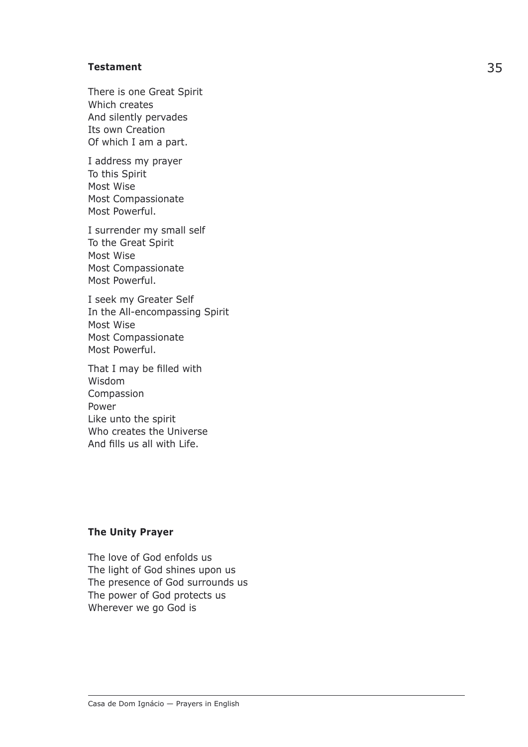**Testament**

There is one Great Spirit  
Which creates  
And silently pervades  
Its own Creation  
Of which I am a part.

I address my prayer  
To this Spirit  
Most Wise  
Most Compassionate  
Most Powerful.

I surrender my small self  
To the Great Spirit  
Most Wise  
Most Compassionate  
Most Powerful.

I seek my Greater Self  
In the All-encompassing Spirit  
Most Wise  
Most Compassionate  
Most Powerful.

That I may be filled with  
Wisdom  
Compassion  
Power  
Like unto the spirit  
Who creates the Universe  
And fills us all with Life.

**The Unity Prayer**

The love of God enfolds us  
The light of God shines upon us  
The presence of God surrounds us  
The power of God protects us  
Wherever we go God is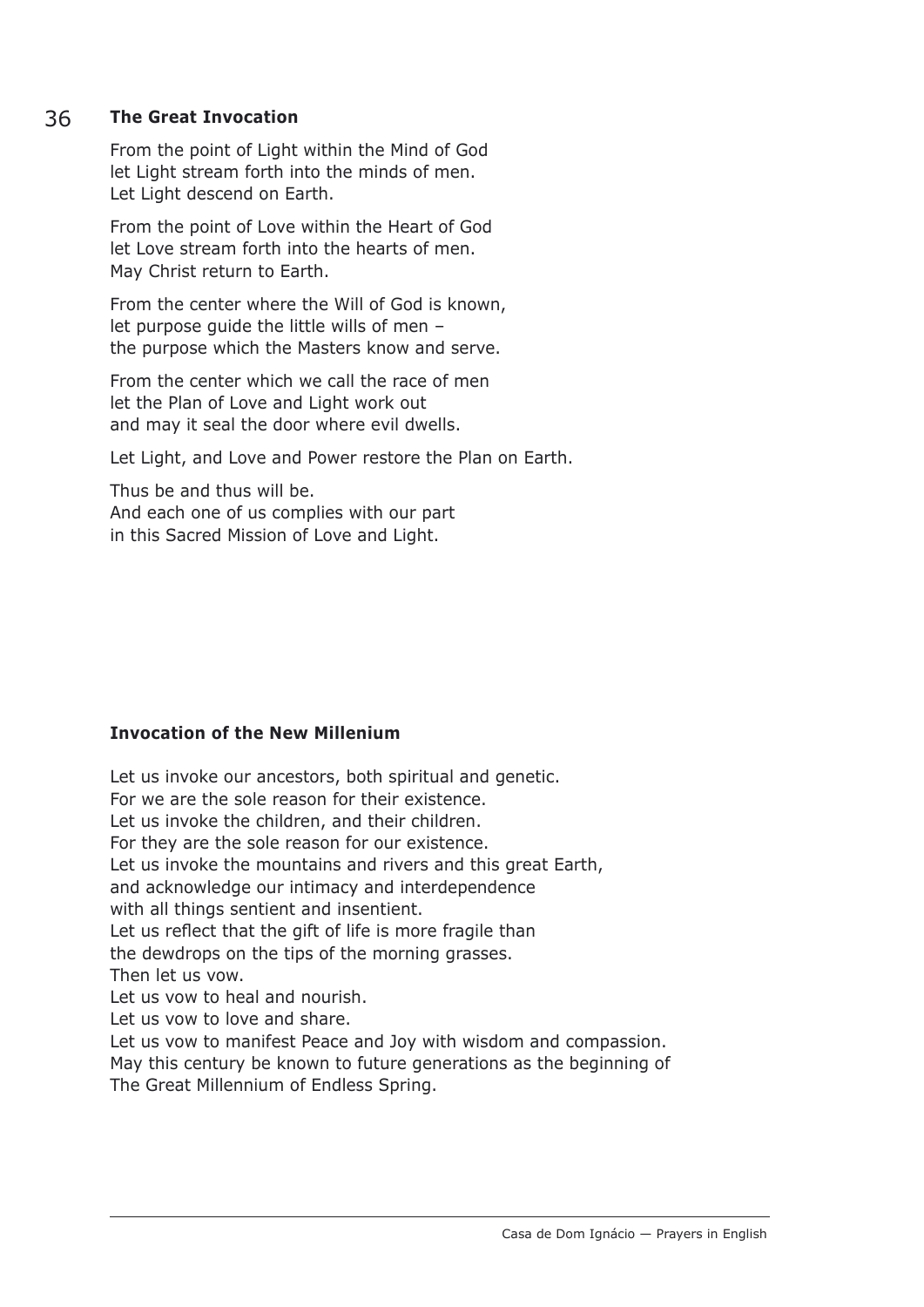## The Great Invocation

From the point of Light within the Mind of God
let Light stream forth into the minds of men.
Let Light descend on Earth.

From the point of Love within the Heart of God
let Love stream forth into the hearts of men.
May Christ return to Earth.

From the center where the Will of God is known,
let purpose guide the little wills of men –
the purpose which the Masters know and serve.

From the center which we call the race of men
let the Plan of Love and Light work out
and may it seal the door where evil dwells.

Let Light, and Love and Power restore the Plan on Earth.

Thus be and thus will be.
And each one of us complies with our part
in this Sacred Mission of Love and Light.

## Invocation of the New Millenium

Let us invoke our ancestors, both spiritual and genetic.
For we are the sole reason for their existence.
Let us invoke the children, and their children.
For they are the sole reason for our existence.
Let us invoke the mountains and rivers and this great Earth,
and acknowledge our intimacy and interdependence
with all things sentient and insentient.
Let us reflect that the gift of life is more fragile than
the dewdrops on the tips of the morning grasses.
Then let us vow.
Let us vow to heal and nourish.
Let us vow to love and share.
Let us vow to manifest Peace and Joy with wisdom and compassion.
May this century be known to future generations as the beginning of
The Great Millennium of Endless Spring.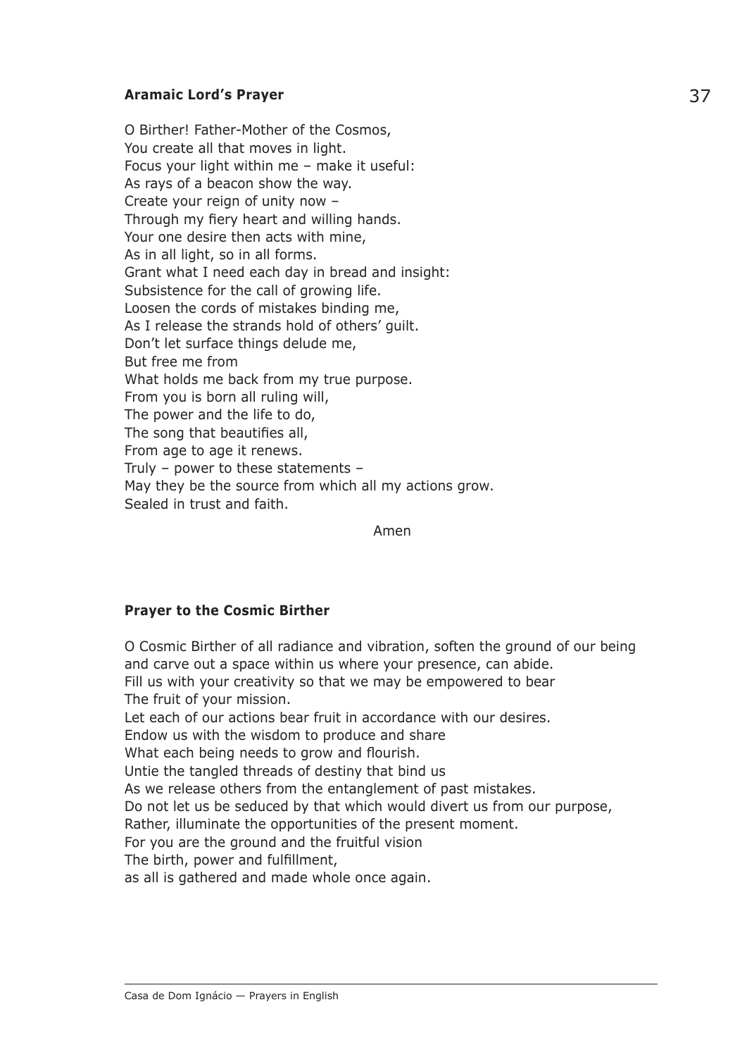### **Aramaic Lord's Prayer**

O Birther! Father-Mother of the Cosmos,
You create all that moves in light.
Focus your light within me – make it useful:
As rays of a beacon show the way.
Create your reign of unity now –
Through my fiery heart and willing hands.
Your one desire then acts with mine,
As in all light, so in all forms.
Grant what I need each day in bread and insight:
Subsistence for the call of growing life.
Loosen the cords of mistakes binding me,
As I release the strands hold of others' guilt.
Don't let surface things delude me,
But free me from
What holds me back from my true purpose.
From you is born all ruling will,
The power and the life to do,
The song that beautifies all,
From age to age it renews.
Truly – power to these statements –
May they be the source from which all my actions grow.
Sealed in trust and faith.

Amen

### **Prayer to the Cosmic Birther**

O Cosmic Birther of all radiance and vibration, soften the ground of our being and carve out a space within us where your presence, can abide.
Fill us with your creativity so that we may be empowered to bear
The fruit of your mission.
Let each of our actions bear fruit in accordance with our desires.
Endow us with the wisdom to produce and share
What each being needs to grow and flourish.
Untie the tangled threads of destiny that bind us
As we release others from the entanglement of past mistakes.
Do not let us be seduced by that which would divert us from our purpose,
Rather, illuminate the opportunities of the present moment.
For you are the ground and the fruitful vision
The birth, power and fulfillment,
as all is gathered and made whole once again.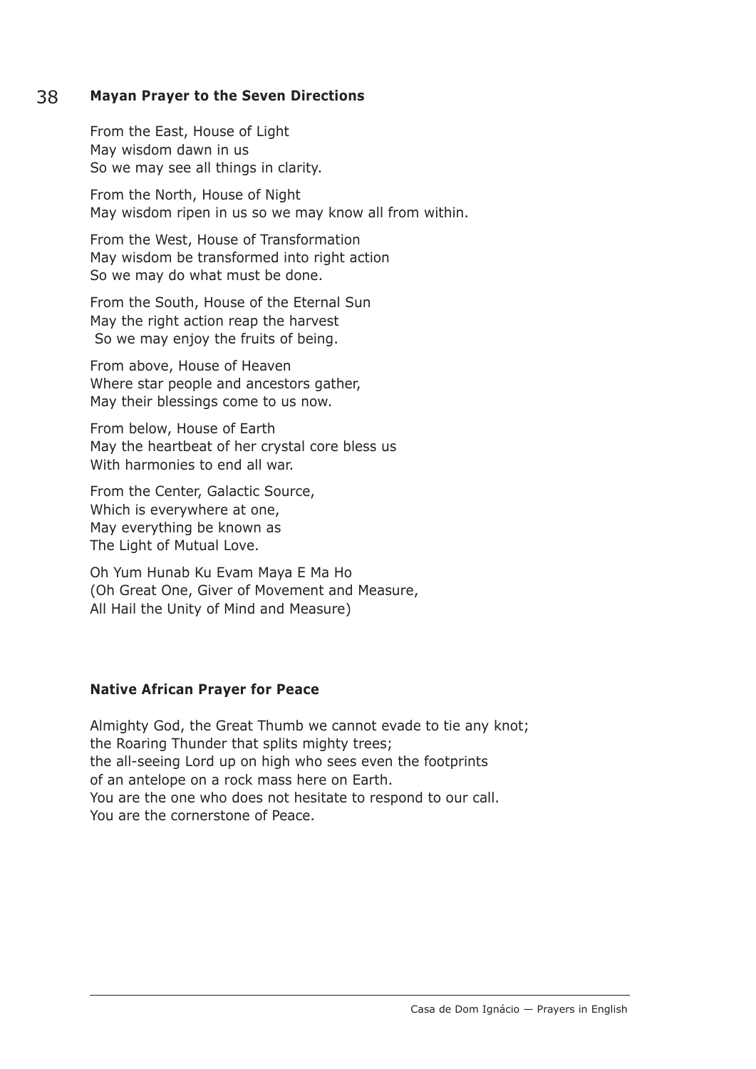## Mayan Prayer to the Seven Directions

From the East, House of Light
May wisdom dawn in us
So we may see all things in clarity.

From the North, House of Night
May wisdom ripen in us so we may know all from within.

From the West, House of Transformation
May wisdom be transformed into right action
So we may do what must be done.

From the South, House of the Eternal Sun
May the right action reap the harvest
So we may enjoy the fruits of being.

From above, House of Heaven
Where star people and ancestors gather,
May their blessings come to us now.

From below, House of Earth
May the heartbeat of her crystal core bless us
With harmonies to end all war.

From the Center, Galactic Source,
Which is everywhere at one,
May everything be known as
The Light of Mutual Love.

Oh Yum Hunab Ku Evam Maya E Ma Ho
(Oh Great One, Giver of Movement and Measure,
All Hail the Unity of Mind and Measure)

## Native African Prayer for Peace

Almighty God, the Great Thumb we cannot evade to tie any knot;
the Roaring Thunder that splits mighty trees;
the all-seeing Lord up on high who sees even the footprints
of an antelope on a rock mass here on Earth.
You are the one who does not hesitate to respond to our call.
You are the cornerstone of Peace.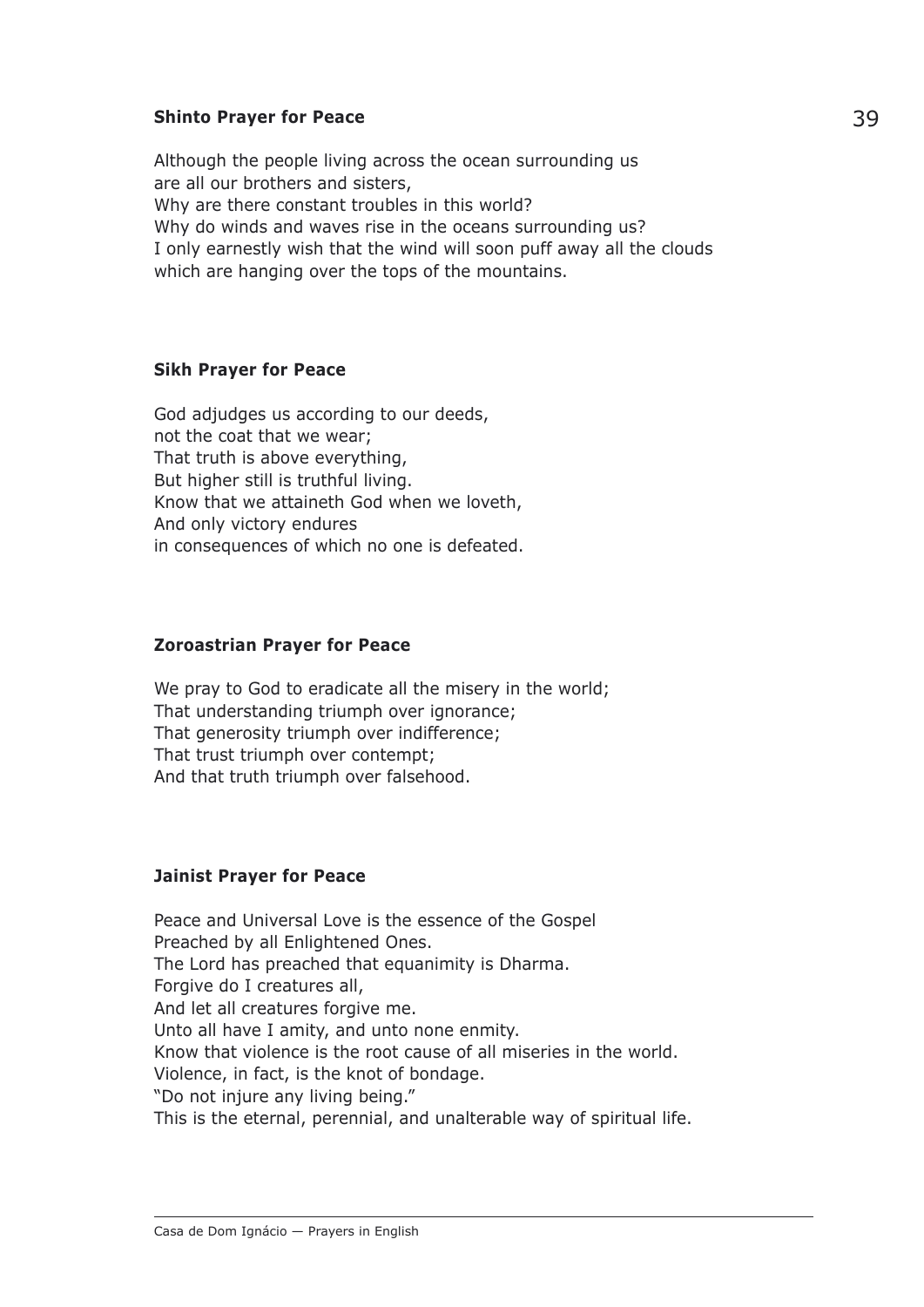### Shinto Prayer for Peace

Although the people living across the ocean surrounding us
are all our brothers and sisters,
Why are there constant troubles in this world?
Why do winds and waves rise in the oceans surrounding us?
I only earnestly wish that the wind will soon puff away all the clouds
which are hanging over the tops of the mountains.

### Sikh Prayer for Peace

God adjudges us according to our deeds,
not the coat that we wear;
That truth is above everything,
But higher still is truthful living.
Know that we attaineth God when we loveth,
And only victory endures
in consequences of which no one is defeated.

### Zoroastrian Prayer for Peace

We pray to God to eradicate all the misery in the world;
That understanding triumph over ignorance;
That generosity triumph over indifference;
That trust triumph over contempt;
And that truth triumph over falsehood.

### Jainist Prayer for Peace

Peace and Universal Love is the essence of the Gospel
Preached by all Enlightened Ones.
The Lord has preached that equanimity is Dharma.
Forgive do I creatures all,
And let all creatures forgive me.
Unto all have I amity, and unto none enmity.
Know that violence is the root cause of all miseries in the world.
Violence, in fact, is the knot of bondage.
"Do not injure any living being."
This is the eternal, perennial, and unalterable way of spiritual life.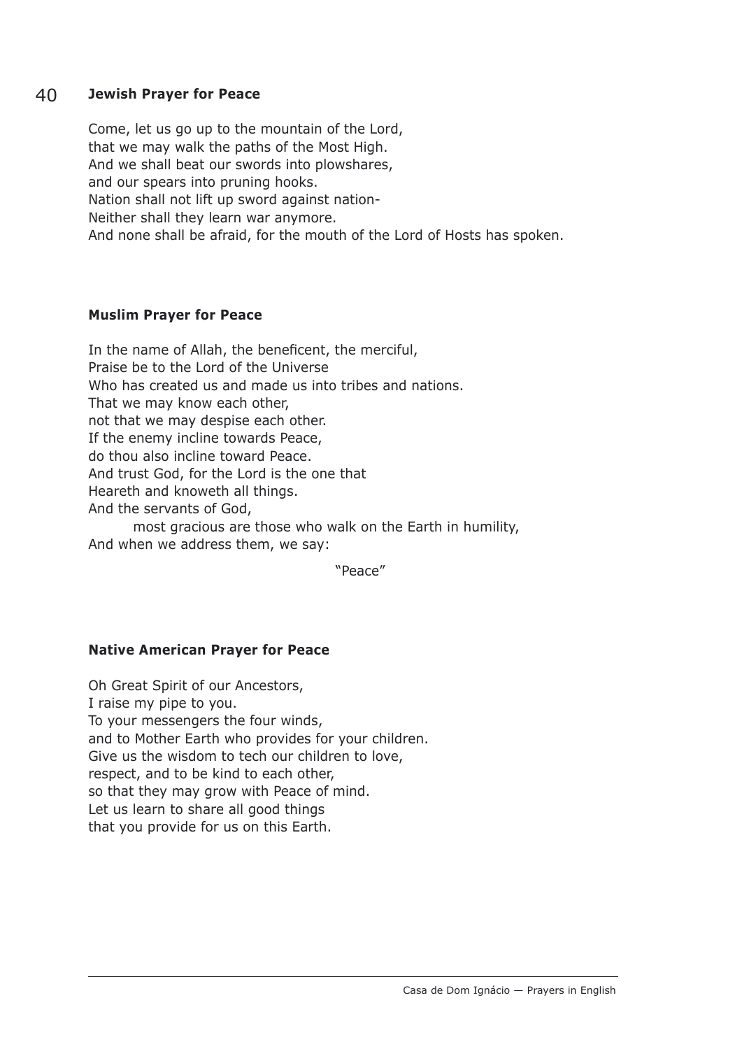### Jewish Prayer for Peace

Come, let us go up to the mountain of the Lord,
that we may walk the paths of the Most High.
And we shall beat our swords into plowshares,
and our spears into pruning hooks.
Nation shall not lift up sword against nation-
Neither shall they learn war anymore.
And none shall be afraid, for the mouth of the Lord of Hosts has spoken.

### Muslim Prayer for Peace

In the name of Allah, the beneficent, the merciful,
Praise be to the Lord of the Universe
Who has created us and made us into tribes and nations.
That we may know each other,
not that we may despise each other.
If the enemy incline towards Peace,
do thou also incline toward Peace.
And trust God, for the Lord is the one that
Heareth and knoweth all things.
And the servants of God,
most gracious are those who walk on the Earth in humility,
And when we address them, we say:

"Peace"

### Native American Prayer for Peace

Oh Great Spirit of our Ancestors,
I raise my pipe to you.
To your messengers the four winds,
and to Mother Earth who provides for your children.
Give us the wisdom to tech our children to love,
respect, and to be kind to each other,
so that they may grow with Peace of mind.
Let us learn to share all good things
that you provide for us on this Earth.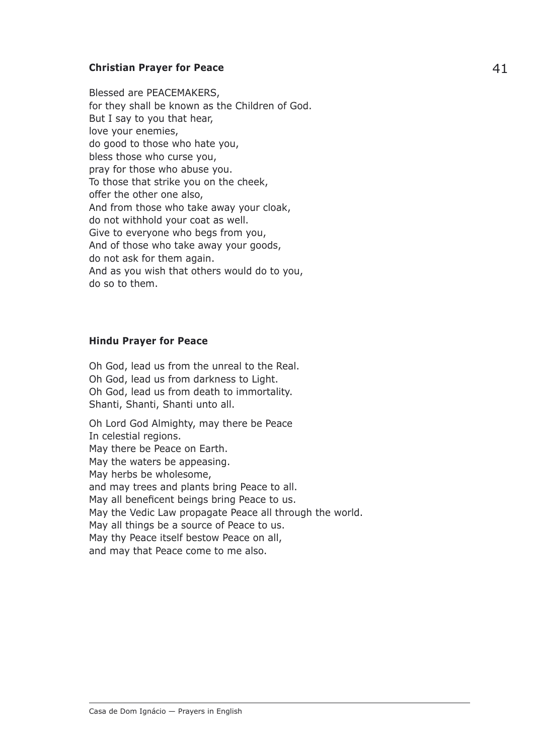### Christian Prayer for Peace

Blessed are PEACEMAKERS,
for they shall be known as the Children of God.
But I say to you that hear,
love your enemies,
do good to those who hate you,
bless those who curse you,
pray for those who abuse you.
To those that strike you on the cheek,
offer the other one also,
And from those who take away your cloak,
do not withhold your coat as well.
Give to everyone who begs from you,
And of those who take away your goods,
do not ask for them again.
And as you wish that others would do to you,
do so to them.

### Hindu Prayer for Peace

Oh God, lead us from the unreal to the Real.
Oh God, lead us from darkness to Light.
Oh God, lead us from death to immortality.
Shanti, Shanti, Shanti unto all.

Oh Lord God Almighty, may there be Peace
In celestial regions.
May there be Peace on Earth.
May the waters be appeasing.
May herbs be wholesome,
and may trees and plants bring Peace to all.
May all beneficent beings bring Peace to us.
May the Vedic Law propagate Peace all through the world.
May all things be a source of Peace to us.
May thy Peace itself bestow Peace on all,
and may that Peace come to me also.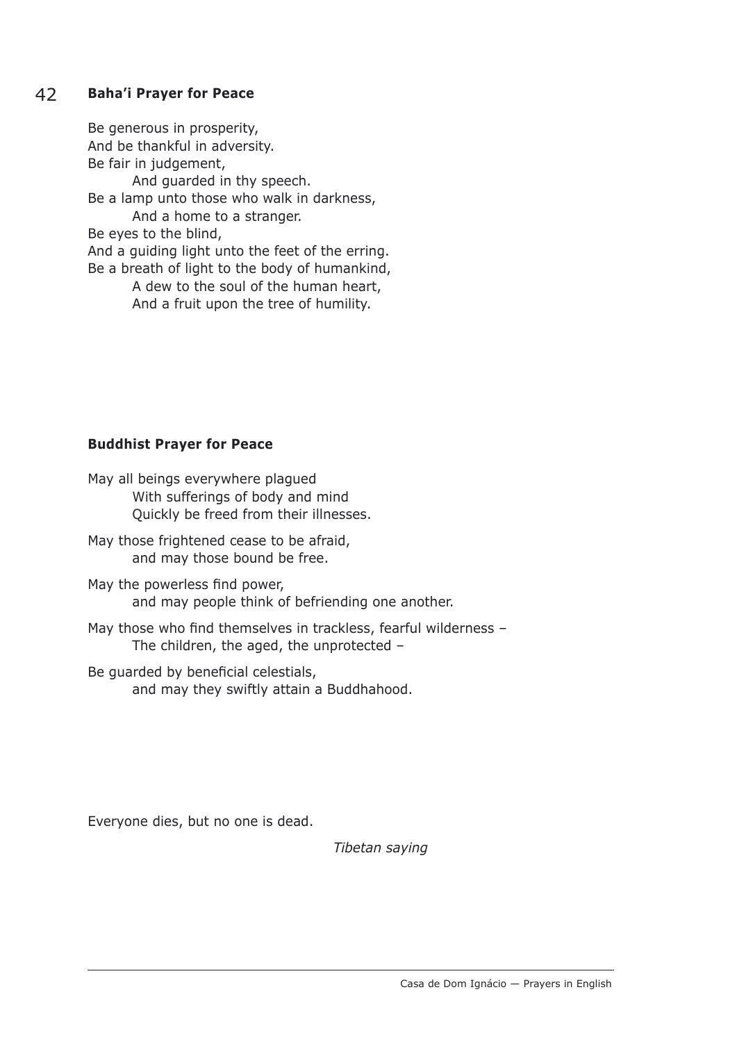## Baha'i Prayer for Peace

Be generous in prosperity,  
And be thankful in adversity.  
Be fair in judgement,  
    And guarded in thy speech.  
Be a lamp unto those who walk in darkness,  
    And a home to a stranger.  
Be eyes to the blind,  
And a guiding light unto the feet of the erring.  
Be a breath of light to the body of humankind,  
    A dew to the soul of the human heart,  
    And a fruit upon the tree of humility.

## Buddhist Prayer for Peace

May all beings everywhere plagued  
    With sufferings of body and mind  
    Quickly be freed from their illnesses.

May those frightened cease to be afraid,  
    and may those bound be free.

May the powerless find power,  
    and may people think of befriending one another.

May those who find themselves in trackless, fearful wilderness –  
    The children, the aged, the unprotected –

Be guarded by beneficial celestials,  
    and may they swiftly attain a Buddhahood.

Everyone dies, but no one is dead.

*Tibetan saying*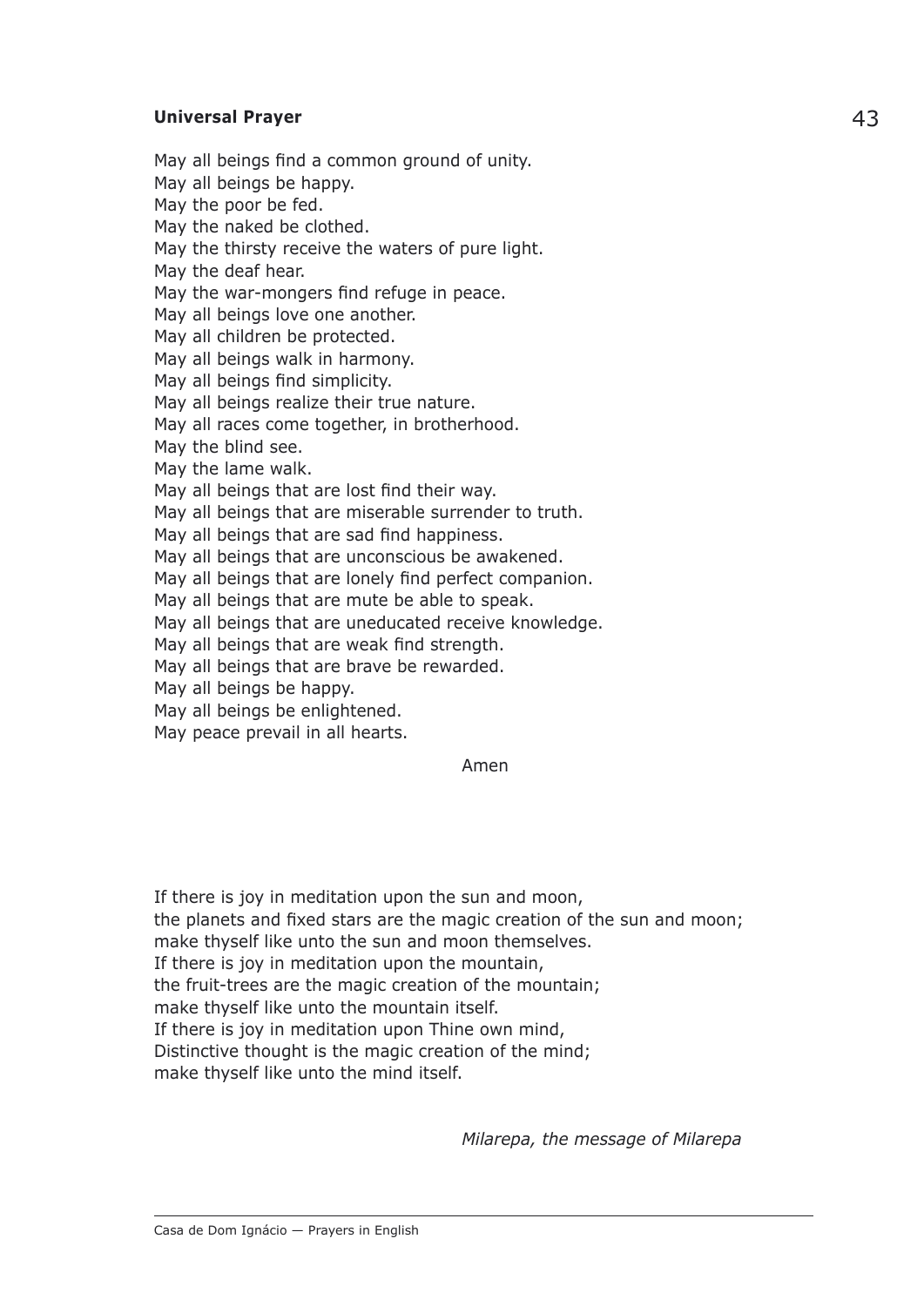## Universal Prayer

May all beings find a common ground of unity.
May all beings be happy.
May the poor be fed.
May the naked be clothed.
May the thirsty receive the waters of pure light.
May the deaf hear.
May the war-mongers find refuge in peace.
May all beings love one another.
May all children be protected.
May all beings walk in harmony.
May all beings find simplicity.
May all beings realize their true nature.
May all races come together, in brotherhood.
May the blind see.
May the lame walk.
May all beings that are lost find their way.
May all beings that are miserable surrender to truth.
May all beings that are sad find happiness.
May all beings that are unconscious be awakened.
May all beings that are lonely find perfect companion.
May all beings that are mute be able to speak.
May all beings that are uneducated receive knowledge.
May all beings that are weak find strength.
May all beings that are brave be rewarded.
May all beings be happy.
May all beings be enlightened.
May peace prevail in all hearts.

Amen

If there is joy in meditation upon the sun and moon,
the planets and fixed stars are the magic creation of the sun and moon;
make thyself like unto the sun and moon themselves.
If there is joy in meditation upon the mountain,
the fruit-trees are the magic creation of the mountain;
make thyself like unto the mountain itself.
If there is joy in meditation upon Thine own mind,
Distinctive thought is the magic creation of the mind;
make thyself like unto the mind itself.

*Milarepa, the message of Milarepa*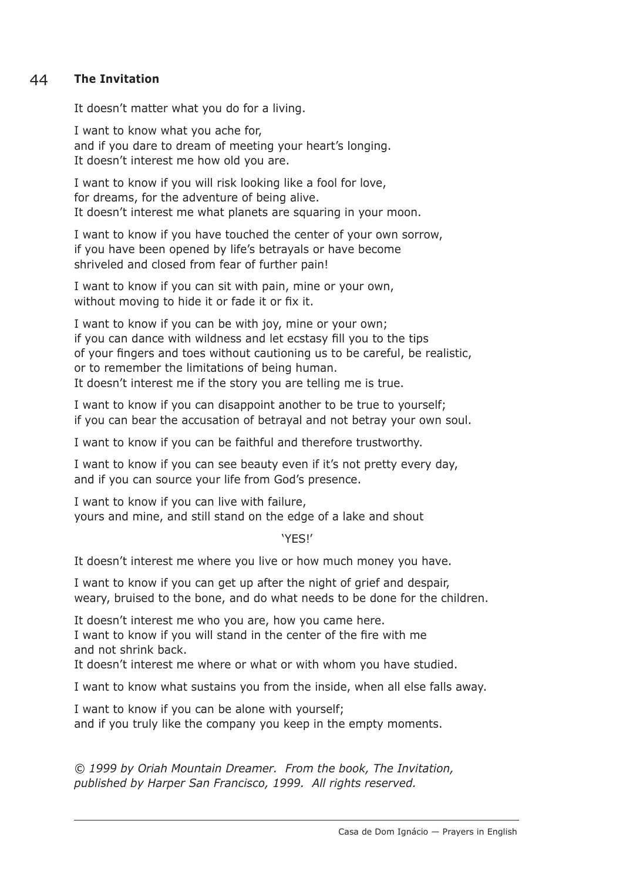## 44 The Invitation

It doesn't matter what you do for a living.

I want to know what you ache for,
and if you dare to dream of meeting your heart's longing.
It doesn't interest me how old you are.

I want to know if you will risk looking like a fool for love,
for dreams, for the adventure of being alive.
It doesn't interest me what planets are squaring in your moon.

I want to know if you have touched the center of your own sorrow,
if you have been opened by life's betrayals or have become
shriveled and closed from fear of further pain!

I want to know if you can sit with pain, mine or your own,
without moving to hide it or fade it or fix it.

I want to know if you can be with joy, mine or your own;
if you can dance with wildness and let ecstasy fill you to the tips
of your fingers and toes without cautioning us to be careful, be realistic,
or to remember the limitations of being human.
It doesn't interest me if the story you are telling me is true.

I want to know if you can disappoint another to be true to yourself;
if you can bear the accusation of betrayal and not betray your own soul.

I want to know if you can be faithful and therefore trustworthy.

I want to know if you can see beauty even if it's not pretty every day,
and if you can source your life from God's presence.

I want to know if you can live with failure,
yours and mine, and still stand on the edge of a lake and shout

'YES!'

It doesn't interest me where you live or how much money you have.

I want to know if you can get up after the night of grief and despair,
weary, bruised to the bone, and do what needs to be done for the children.

It doesn't interest me who you are, how you came here.
I want to know if you will stand in the center of the fire with me
and not shrink back.
It doesn't interest me where or what or with whom you have studied.

I want to know what sustains you from the inside, when all else falls away.

I want to know if you can be alone with yourself;
and if you truly like the company you keep in the empty moments.

*© 1999 by Oriah Mountain Dreamer. From the book, The Invitation, published by Harper San Francisco, 1999. All rights reserved.*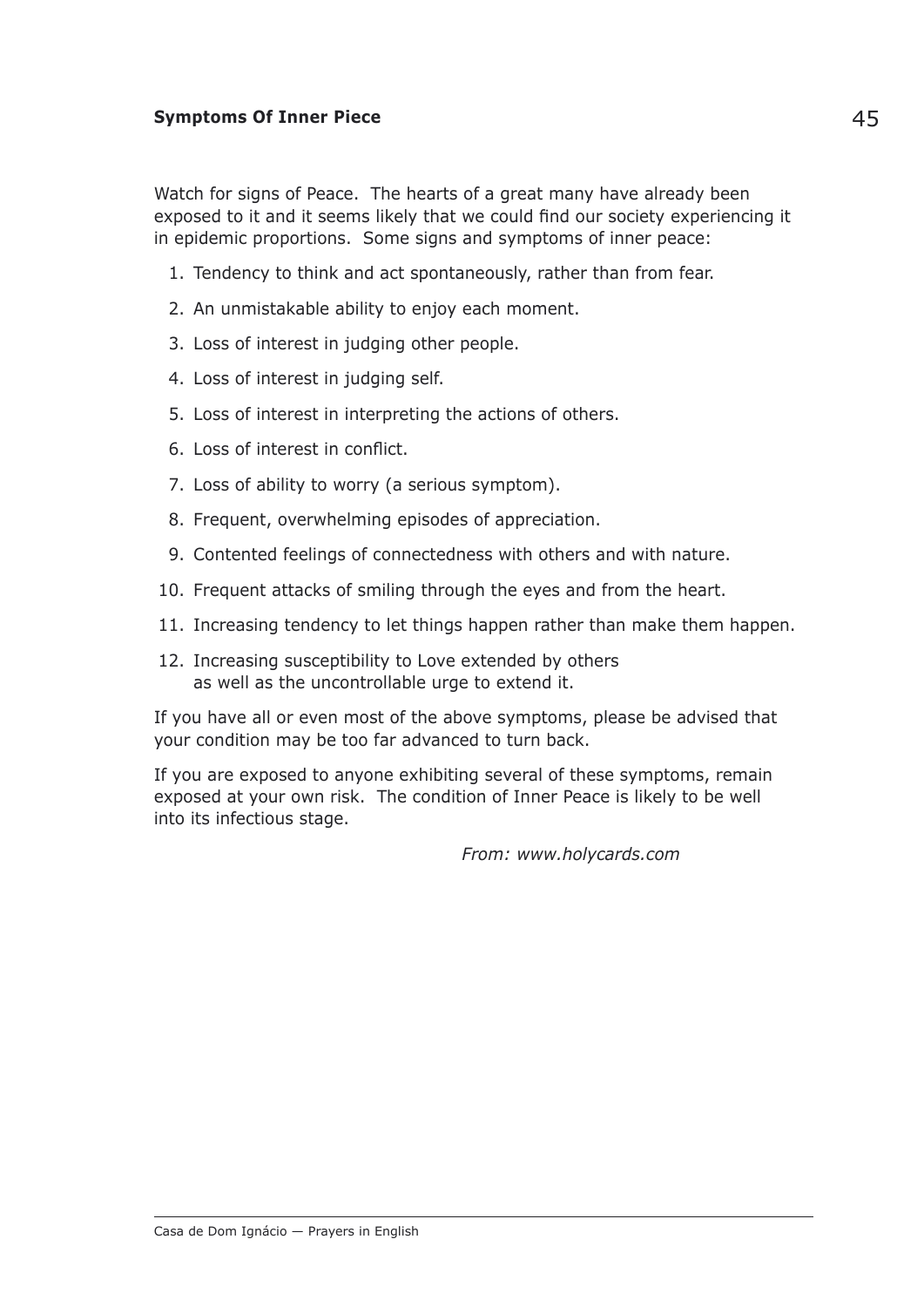## Symptoms Of Inner Piece

Watch for signs of Peace. The hearts of a great many have already been exposed to it and it seems likely that we could find our society experiencing it in epidemic proportions. Some signs and symptoms of inner peace:

1. Tendency to think and act spontaneously, rather than from fear.
2. An unmistakable ability to enjoy each moment.
3. Loss of interest in judging other people.
4. Loss of interest in judging self.
5. Loss of interest in interpreting the actions of others.
6. Loss of interest in conflict.
7. Loss of ability to worry (a serious symptom).
8. Frequent, overwhelming episodes of appreciation.
9. Contented feelings of connectedness with others and with nature.
10. Frequent attacks of smiling through the eyes and from the heart.
11. Increasing tendency to let things happen rather than make them happen.
12. Increasing susceptibility to Love extended by others as well as the uncontrollable urge to extend it.

If you have all or even most of the above symptoms, please be advised that your condition may be too far advanced to turn back.

If you are exposed to anyone exhibiting several of these symptoms, remain exposed at your own risk. The condition of Inner Peace is likely to be well into its infectious stage.

*From: www.holycards.com*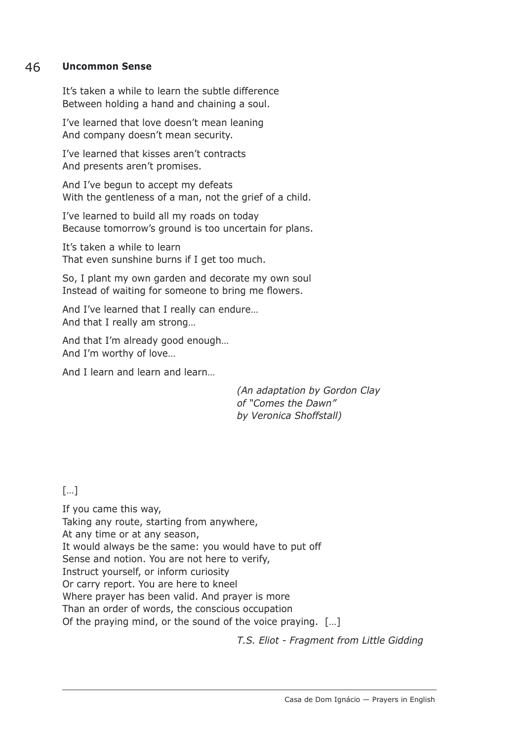## 46 Uncommon Sense

It's taken a while to learn the subtle difference
Between holding a hand and chaining a soul.

I've learned that love doesn't mean leaning
And company doesn't mean security.

I've learned that kisses aren't contracts
And presents aren't promises.

And I've begun to accept my defeats
With the gentleness of a man, not the grief of a child.

I've learned to build all my roads on today
Because tomorrow's ground is too uncertain for plans.

It's taken a while to learn
That even sunshine burns if I get too much.

So, I plant my own garden and decorate my own soul
Instead of waiting for someone to bring me flowers.

And I've learned that I really can endure…
And that I really am strong…

And that I'm already good enough…
And I'm worthy of love…

And I learn and learn and learn…

*(An adaptation by Gordon Clay*
*of "Comes the Dawn"*
*by Veronica Shoffstall)*

[…]

If you came this way,
Taking any route, starting from anywhere,
At any time or at any season,
It would always be the same: you would have to put off
Sense and notion. You are not here to verify,
Instruct yourself, or inform curiosity
Or carry report. You are here to kneel
Where prayer has been valid. And prayer is more
Than an order of words, the conscious occupation
Of the praying mind, or the sound of the voice praying. […]

*T.S. Eliot - Fragment from Little Gidding*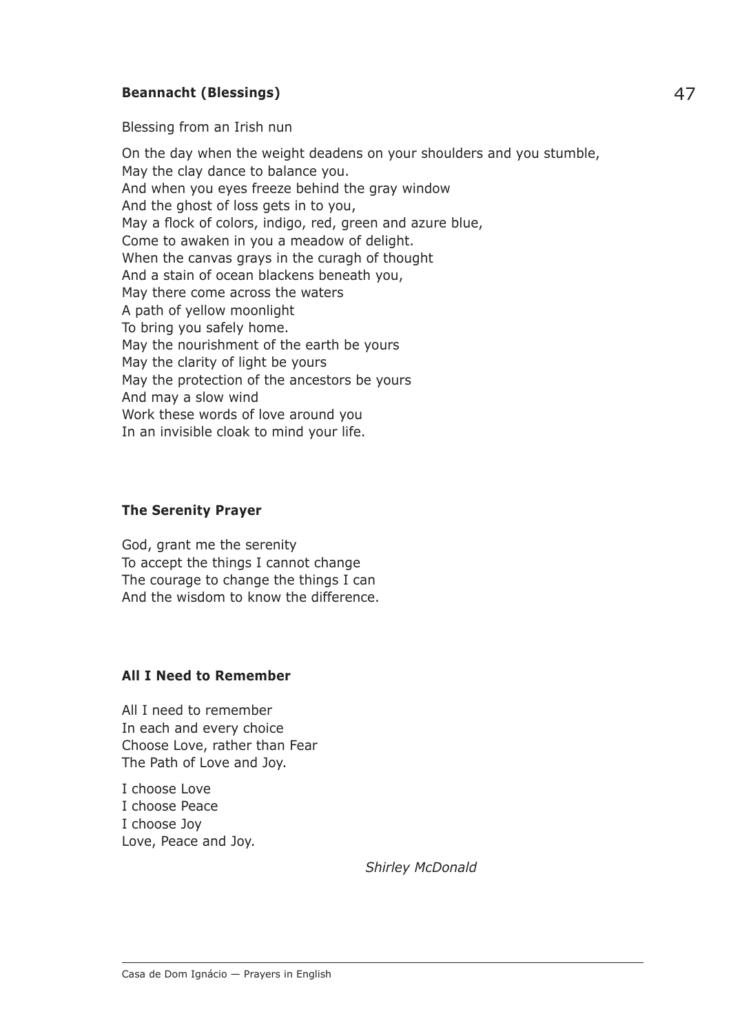### **Beannacht (Blessings)**

Blessing from an Irish nun

On the day when the weight deadens on your shoulders and you stumble,  
May the clay dance to balance you.  
And when you eyes freeze behind the gray window  
And the ghost of loss gets in to you,  
May a flock of colors, indigo, red, green and azure blue,  
Come to awaken in you a meadow of delight.  
When the canvas grays in the curagh of thought  
And a stain of ocean blackens beneath you,  
May there come across the waters  
A path of yellow moonlight  
To bring you safely home.  
May the nourishment of the earth be yours  
May the clarity of light be yours  
May the protection of the ancestors be yours  
And may a slow wind  
Work these words of love around you  
In an invisible cloak to mind your life.

### **The Serenity Prayer**

God, grant me the serenity  
To accept the things I cannot change  
The courage to change the things I can  
And the wisdom to know the difference.

### **All I Need to Remember**

All I need to remember  
In each and every choice  
Choose Love, rather than Fear  
The Path of Love and Joy.

I choose Love  
I choose Peace  
I choose Joy  
Love, Peace and Joy.

*Shirley McDonald*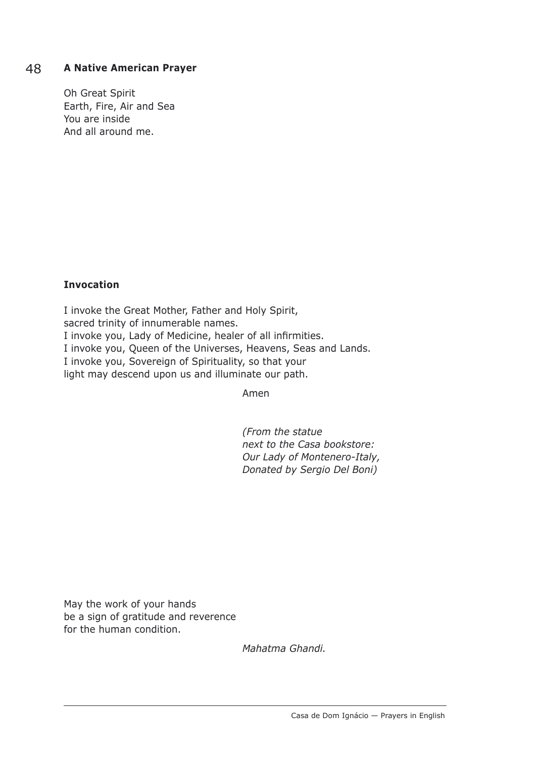## A Native American Prayer

Oh Great Spirit
Earth, Fire, Air and Sea
You are inside
And all around me.

## Invocation

I invoke the Great Mother, Father and Holy Spirit,
sacred trinity of innumerable names.
I invoke you, Lady of Medicine, healer of all infirmities.
I invoke you, Queen of the Universes, Heavens, Seas and Lands.
I invoke you, Sovereign of Spirituality, so that your
light may descend upon us and illuminate our path.

Amen

*(From the statue*
*next to the Casa bookstore:*
*Our Lady of Montenero-Italy,*
*Donated by Sergio Del Boni)*

May the work of your hands
be a sign of gratitude and reverence
for the human condition.

*Mahatma Ghandi.*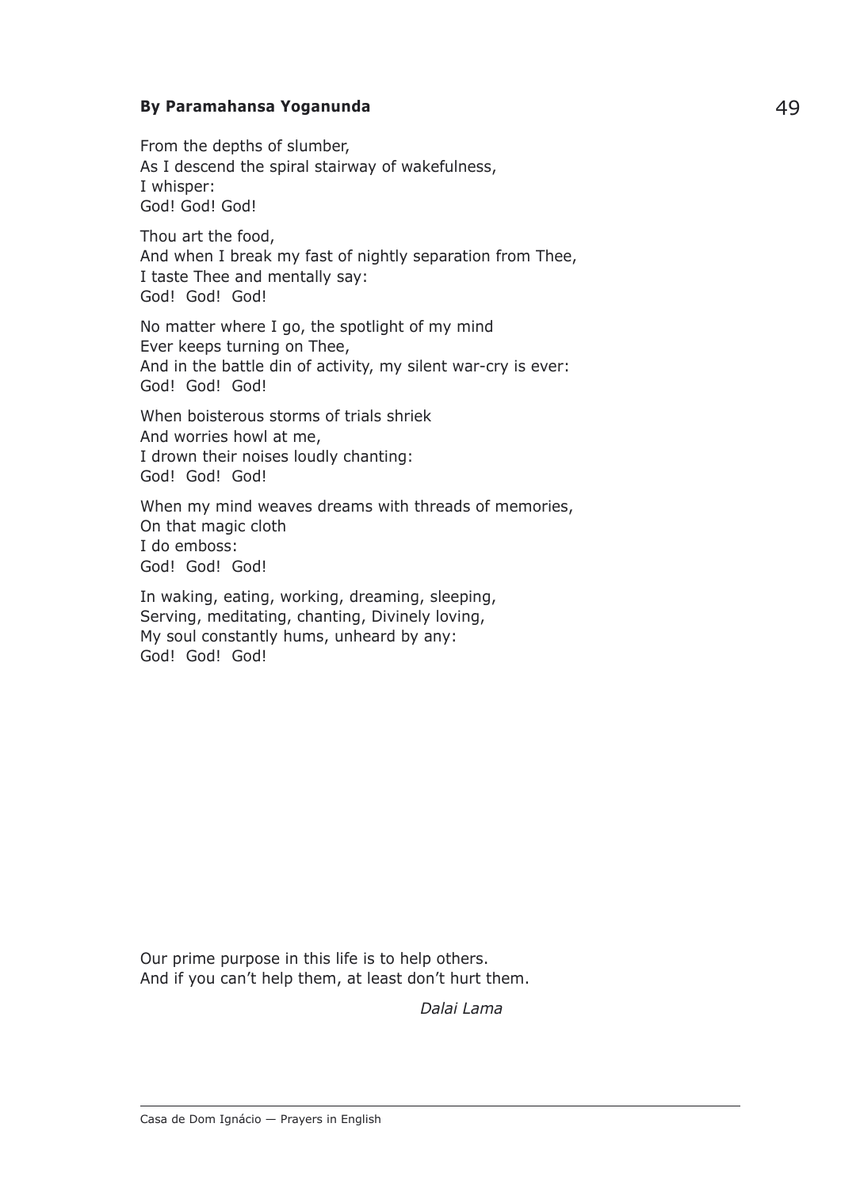**By Paramahansa Yoganunda**

From the depths of slumber,
As I descend the spiral stairway of wakefulness,
I whisper:
God! God! God!

Thou art the food,
And when I break my fast of nightly separation from Thee,
I taste Thee and mentally say:
God! God! God!

No matter where I go, the spotlight of my mind
Ever keeps turning on Thee,
And in the battle din of activity, my silent war-cry is ever:
God! God! God!

When boisterous storms of trials shriek
And worries howl at me,
I drown their noises loudly chanting:
God! God! God!

When my mind weaves dreams with threads of memories,
On that magic cloth
I do emboss:
God! God! God!

In waking, eating, working, dreaming, sleeping,
Serving, meditating, chanting, Divinely loving,
My soul constantly hums, unheard by any:
God! God! God!

Our prime purpose in this life is to help others.
And if you can't help them, at least don't hurt them.

*Dalai Lama*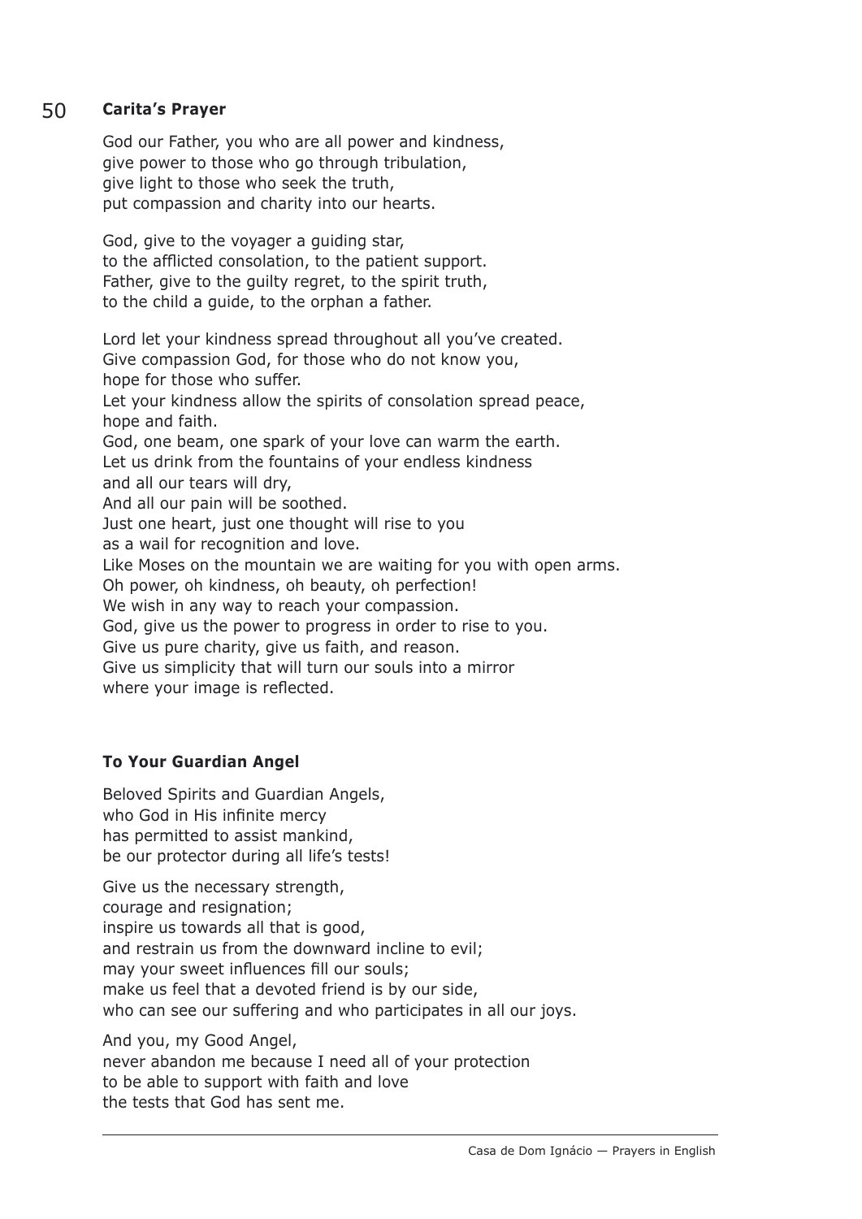## Carita's Prayer

God our Father, you who are all power and kindness,
give power to those who go through tribulation,
give light to those who seek the truth,
put compassion and charity into our hearts.

God, give to the voyager a guiding star,
to the afflicted consolation, to the patient support.
Father, give to the guilty regret, to the spirit truth,
to the child a guide, to the orphan a father.

Lord let your kindness spread throughout all you've created.
Give compassion God, for those who do not know you,
hope for those who suffer.
Let your kindness allow the spirits of consolation spread peace,
hope and faith.
God, one beam, one spark of your love can warm the earth.
Let us drink from the fountains of your endless kindness
and all our tears will dry,
And all our pain will be soothed.
Just one heart, just one thought will rise to you
as a wail for recognition and love.
Like Moses on the mountain we are waiting for you with open arms.
Oh power, oh kindness, oh beauty, oh perfection!
We wish in any way to reach your compassion.
God, give us the power to progress in order to rise to you.
Give us pure charity, give us faith, and reason.
Give us simplicity that will turn our souls into a mirror
where your image is reflected.

## To Your Guardian Angel

Beloved Spirits and Guardian Angels,
who God in His infinite mercy
has permitted to assist mankind,
be our protector during all life's tests!

Give us the necessary strength,
courage and resignation;
inspire us towards all that is good,
and restrain us from the downward incline to evil;
may your sweet influences fill our souls;
make us feel that a devoted friend is by our side,
who can see our suffering and who participates in all our joys.

And you, my Good Angel,
never abandon me because I need all of your protection
to be able to support with faith and love
the tests that God has sent me.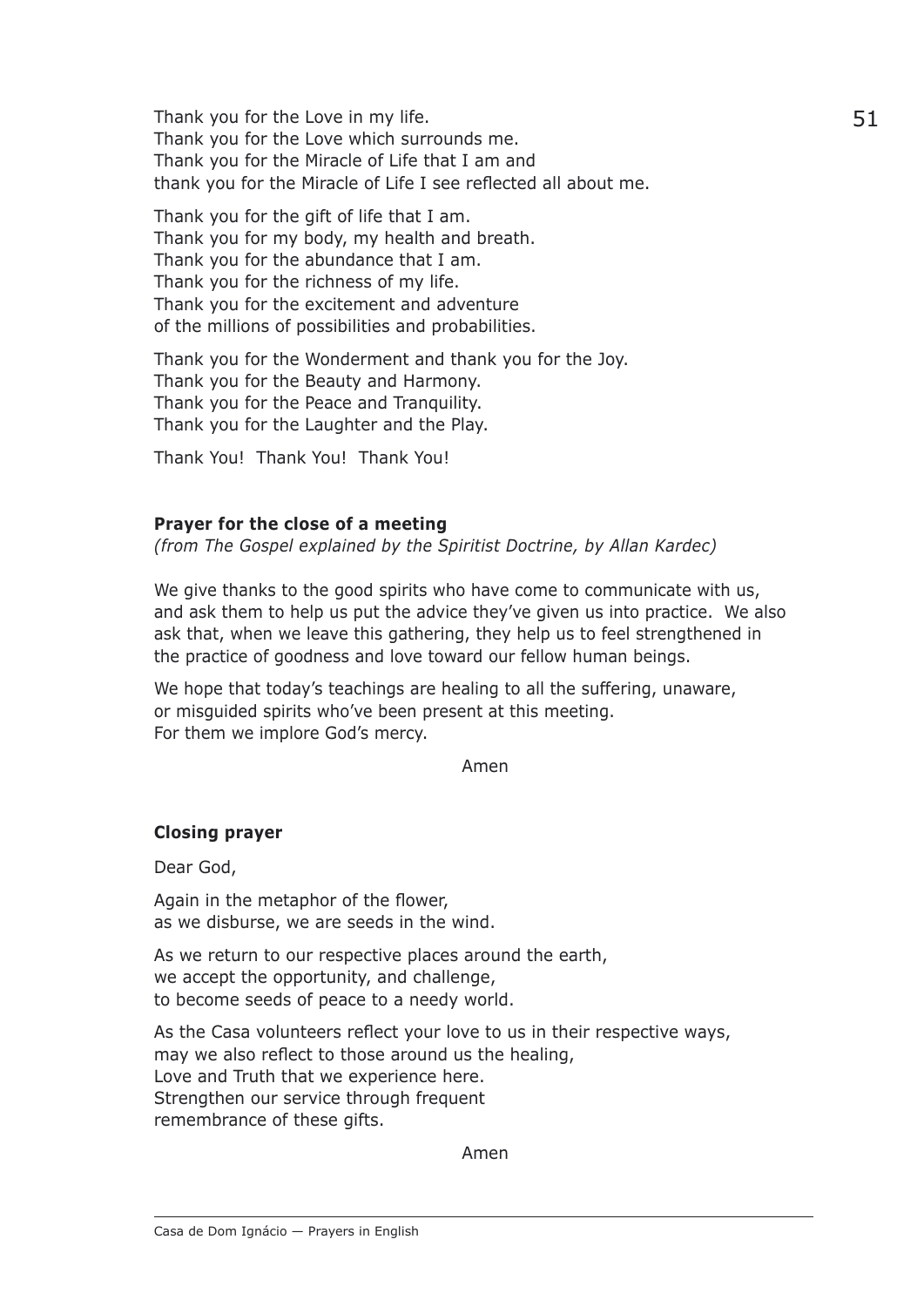Thank you for the Love in my life.
Thank you for the Love which surrounds me.
Thank you for the Miracle of Life that I am and
thank you for the Miracle of Life I see reflected all about me.

Thank you for the gift of life that I am.
Thank you for my body, my health and breath.
Thank you for the abundance that I am.
Thank you for the richness of my life.
Thank you for the excitement and adventure
of the millions of possibilities and probabilities.

Thank you for the Wonderment and thank you for the Joy.
Thank you for the Beauty and Harmony.
Thank you for the Peace and Tranquility.
Thank you for the Laughter and the Play.

Thank You! Thank You! Thank You!

**Prayer for the close of a meeting**

*(from The Gospel explained by the Spiritist Doctrine, by Allan Kardec)*

We give thanks to the good spirits who have come to communicate with us, and ask them to help us put the advice they've given us into practice. We also ask that, when we leave this gathering, they help us to feel strengthened in the practice of goodness and love toward our fellow human beings.

We hope that today's teachings are healing to all the suffering, unaware, or misguided spirits who've been present at this meeting.
For them we implore God's mercy.

Amen

**Closing prayer**

Dear God,

Again in the metaphor of the flower,
as we disburse, we are seeds in the wind.

As we return to our respective places around the earth,
we accept the opportunity, and challenge,
to become seeds of peace to a needy world.

As the Casa volunteers reflect your love to us in their respective ways,
may we also reflect to those around us the healing,
Love and Truth that we experience here.
Strengthen our service through frequent
remembrance of these gifts.

Amen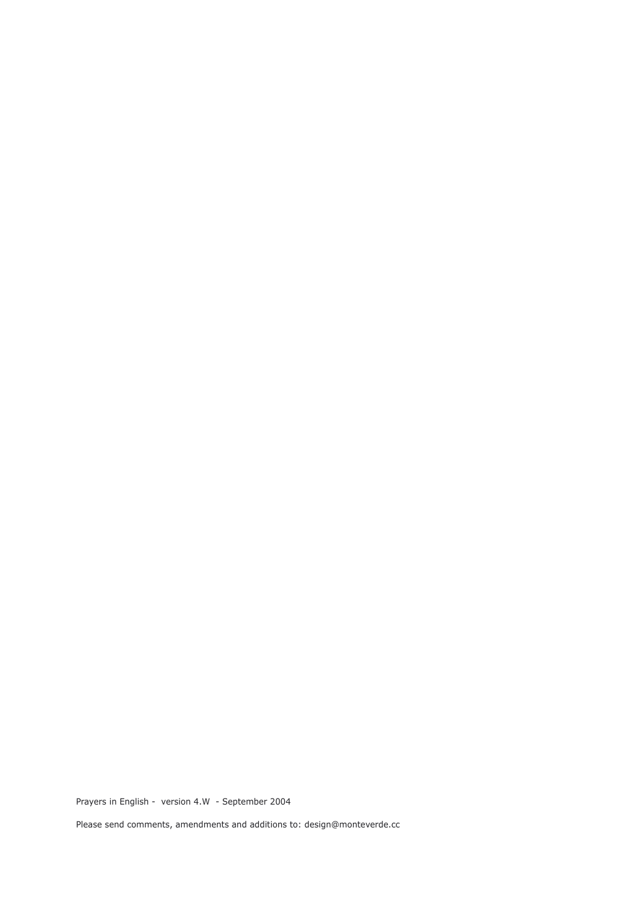Prayers in English - version 4.W - September 2004

Please send comments, amendments and additions to: design@monteverde.cc